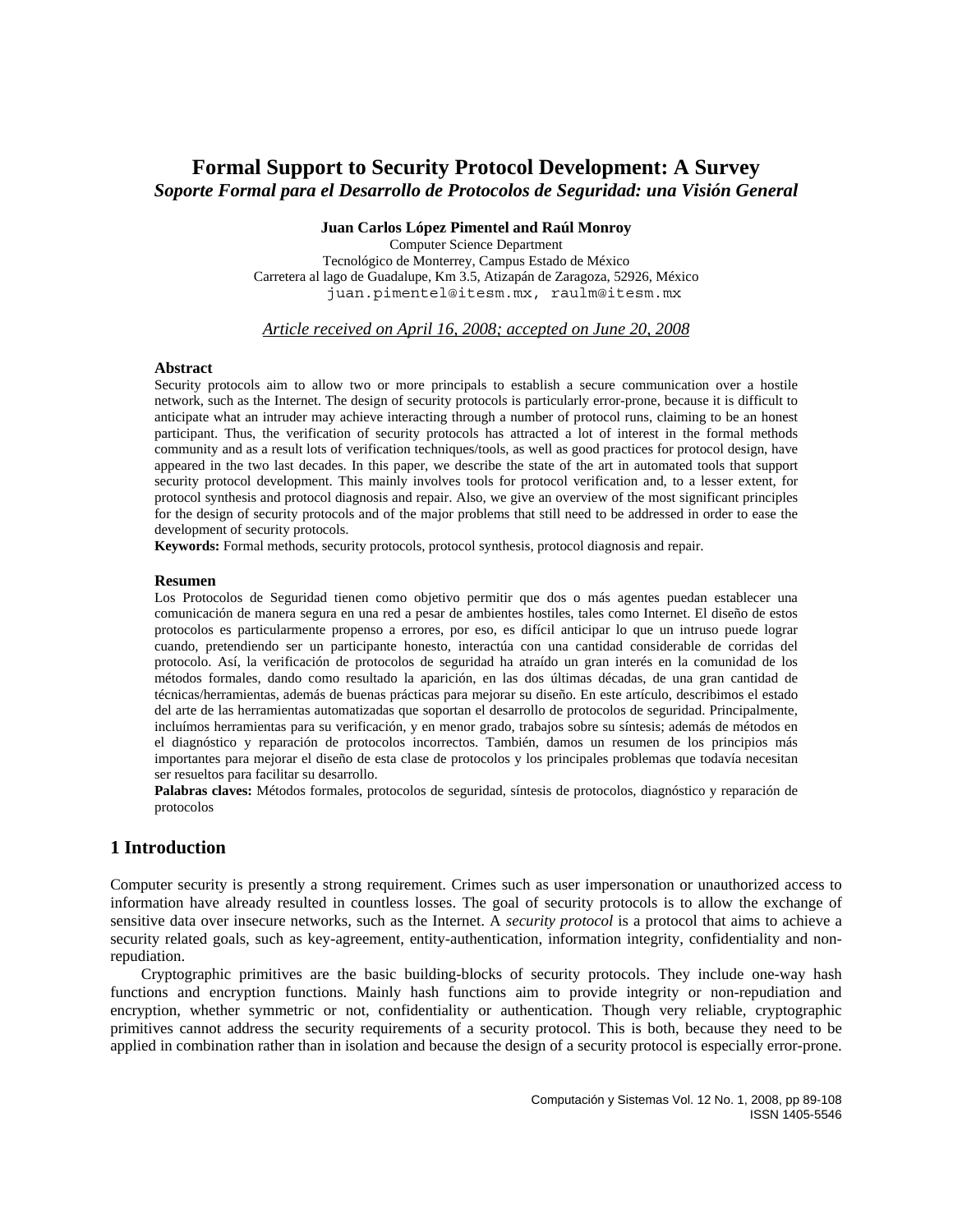# Formal Support to Security Protocol Development: A Survey

## *Soporte Formal para el Desarrollo de Protocolos de Seguridad: una Visión General*

**Juan Carlos López Pimentel and Raúl Monroy**

Computer Science Department
Tecnológico de Monterrey, Campus Estado de México
Carretera al lago de Guadalupe, Km 3.5, Atizapán de Zaragoza, 52926, México
juan.pimentel@itesm.mx, raulm@itesm.mx

*Article received on April 16, 2008; accepted on June 20, 2008*

### Abstract

Security protocols aim to allow two or more principals to establish a secure communication over a hostile network, such as the Internet. The design of security protocols is particularly error-prone, because it is difficult to anticipate what an intruder may achieve interacting through a number of protocol runs, claiming to be an honest participant. Thus, the verification of security protocols has attracted a lot of interest in the formal methods community and as a result lots of verification techniques/tools, as well as good practices for protocol design, have appeared in the two last decades. In this paper, we describe the state of the art in automated tools that support security protocol development. This mainly involves tools for protocol verification and, to a lesser extent, for protocol synthesis and protocol diagnosis and repair. Also, we give an overview of the most significant principles for the design of security protocols and of the major problems that still need to be addressed in order to ease the development of security protocols.

**Keywords:** Formal methods, security protocols, protocol synthesis, protocol diagnosis and repair.

### Resumen

Los Protocolos de Seguridad tienen como objetivo permitir que dos o más agentes puedan establecer una comunicación de manera segura en una red a pesar de ambientes hostiles, tales como Internet. El diseño de estos protocolos es particularmente propenso a errores, por eso, es difícil anticipar lo que un intruso puede lograr cuando, pretendiendo ser un participante honesto, interactúa con una cantidad considerable de corridas del protocolo. Así, la verificación de protocolos de seguridad ha atraído un gran interés en la comunidad de los métodos formales, dando como resultado la aparición, en las dos últimas décadas, de una gran cantidad de técnicas/herramientas, además de buenas prácticas para mejorar su diseño. En este artículo, describimos el estado del arte de las herramientas automatizadas que soportan el desarrollo de protocolos de seguridad. Principalmente, incluímos herramientas para su verificación, y en menor grado, trabajos sobre su síntesis; además de métodos en el diagnóstico y reparación de protocolos incorrectos. También, damos un resumen de los principios más importantes para mejorar el diseño de esta clase de protocolos y los principales problemas que todavía necesitan ser resueltos para facilitar su desarrollo.

**Palabras claves:** Métodos formales, protocolos de seguridad, síntesis de protocolos, diagnóstico y reparación de protocolos

## 1 Introduction

Computer security is presently a strong requirement. Crimes such as user impersonation or unauthorized access to information have already resulted in countless losses. The goal of security protocols is to allow the exchange of sensitive data over insecure networks, such as the Internet. A *security protocol* is a protocol that aims to achieve a security related goals, such as key-agreement, entity-authentication, information integrity, confidentiality and non-repudiation.

Cryptographic primitives are the basic building-blocks of security protocols. They include one-way hash functions and encryption functions. Mainly hash functions aim to provide integrity or non-repudiation and encryption, whether symmetric or not, confidentiality or authentication. Though very reliable, cryptographic primitives cannot address the security requirements of a security protocol. This is both, because they need to be applied in combination rather than in isolation and because the design of a security protocol is especially error-prone.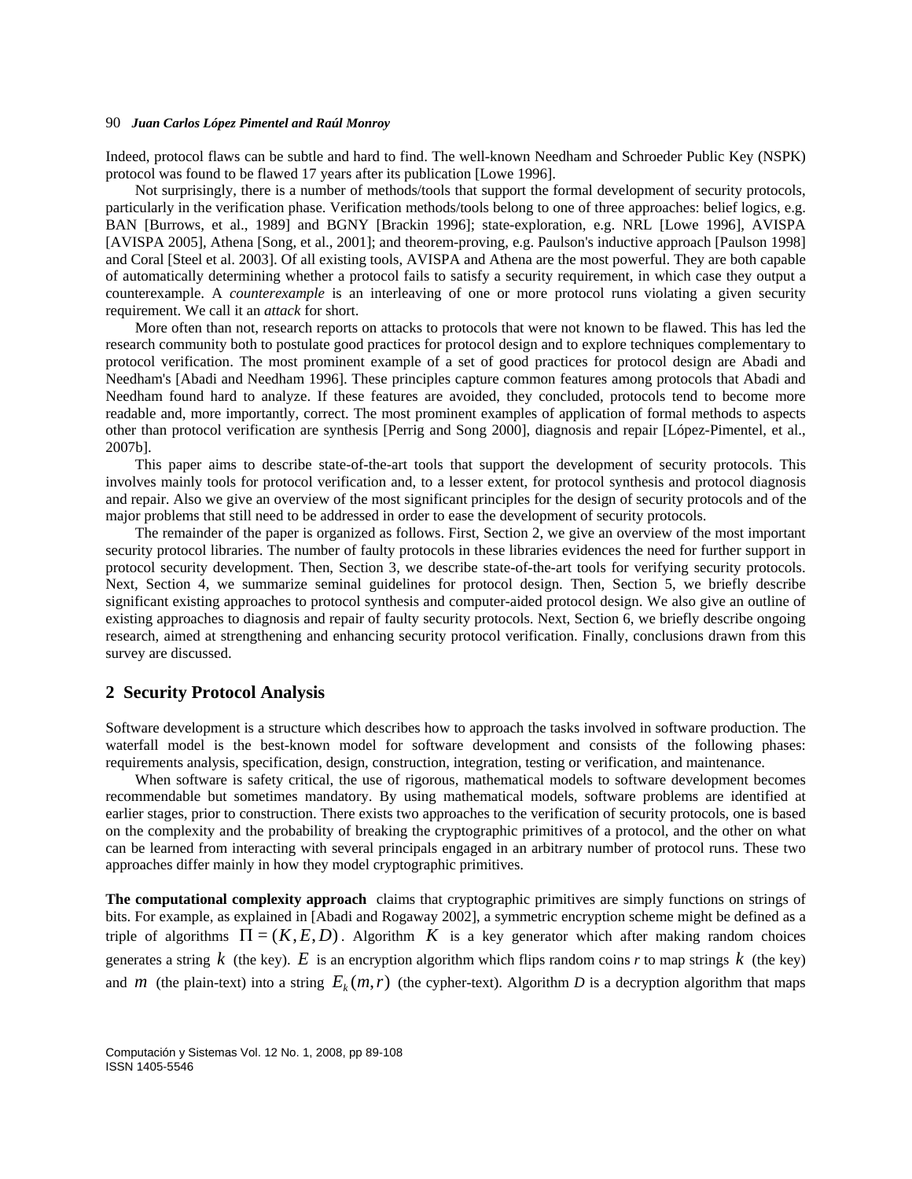Indeed, protocol flaws can be subtle and hard to find. The well-known Needham and Schroeder Public Key (NSPK) protocol was found to be flawed 17 years after its publication [Lowe 1996].

Not surprisingly, there is a number of methods/tools that support the formal development of security protocols, particularly in the verification phase. Verification methods/tools belong to one of three approaches: belief logics, e.g. BAN [Burrows, et al., 1989] and BGNY [Brackin 1996]; state-exploration, e.g. NRL [Lowe 1996], AVISPA [AVISPA 2005], Athena [Song, et al., 2001]; and theorem-proving, e.g. Paulson's inductive approach [Paulson 1998] and Coral [Steel et al. 2003]. Of all existing tools, AVISPA and Athena are the most powerful. They are both capable of automatically determining whether a protocol fails to satisfy a security requirement, in which case they output a counterexample. A *counterexample* is an interleaving of one or more protocol runs violating a given security requirement. We call it an *attack* for short.

More often than not, research reports on attacks to protocols that were not known to be flawed. This has led the research community both to postulate good practices for protocol design and to explore techniques complementary to protocol verification. The most prominent example of a set of good practices for protocol design are Abadi and Needham's [Abadi and Needham 1996]. These principles capture common features among protocols that Abadi and Needham found hard to analyze. If these features are avoided, they concluded, protocols tend to become more readable and, more importantly, correct. The most prominent examples of application of formal methods to aspects other than protocol verification are synthesis [Perrig and Song 2000], diagnosis and repair [López-Pimentel, et al., 2007b].

This paper aims to describe state-of-the-art tools that support the development of security protocols. This involves mainly tools for protocol verification and, to a lesser extent, for protocol synthesis and protocol diagnosis and repair. Also we give an overview of the most significant principles for the design of security protocols and of the major problems that still need to be addressed in order to ease the development of security protocols.

The remainder of the paper is organized as follows. First, Section 2, we give an overview of the most important security protocol libraries. The number of faulty protocols in these libraries evidences the need for further support in protocol security development. Then, Section 3, we describe state-of-the-art tools for verifying security protocols. Next, Section 4, we summarize seminal guidelines for protocol design. Then, Section 5, we briefly describe significant existing approaches to protocol synthesis and computer-aided protocol design. We also give an outline of existing approaches to diagnosis and repair of faulty security protocols. Next, Section 6, we briefly describe ongoing research, aimed at strengthening and enhancing security protocol verification. Finally, conclusions drawn from this survey are discussed.

## 2 Security Protocol Analysis

Software development is a structure which describes how to approach the tasks involved in software production. The waterfall model is the best-known model for software development and consists of the following phases: requirements analysis, specification, design, construction, integration, testing or verification, and maintenance.

When software is safety critical, the use of rigorous, mathematical models to software development becomes recommendable but sometimes mandatory. By using mathematical models, software problems are identified at earlier stages, prior to construction. There exists two approaches to the verification of security protocols, one is based on the complexity and the probability of breaking the cryptographic primitives of a protocol, and the other on what can be learned from interacting with several principals engaged in an arbitrary number of protocol runs. These two approaches differ mainly in how they model cryptographic primitives.

**The computational complexity approach** claims that cryptographic primitives are simply functions on strings of bits. For example, as explained in [Abadi and Rogaway 2002], a symmetric encryption scheme might be defined as a triple of algorithms $\Pi = (K, E, D)$. Algorithm $K$ is a key generator which after making random choices generates a string $k$ (the key). $E$ is an encryption algorithm which flips random coins $r$ to map strings $k$ (the key) and $m$ (the plain-text) into a string $E_k(m,r)$ (the cypher-text). Algorithm $D$ is a decryption algorithm that maps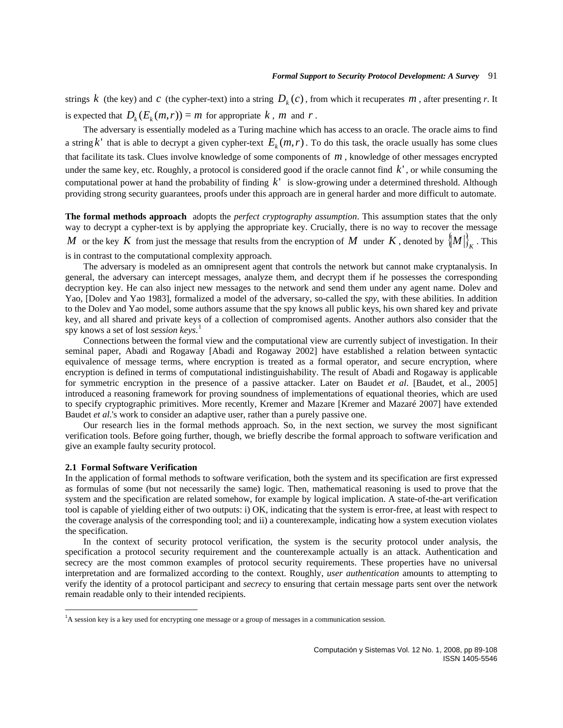strings $k$ (the key) and $c$ (the cypher-text) into a string $D_k(c)$, from which it recuperates $m$, after presenting *r*. It is expected that $D_k(E_k(m,r)) = m$ for appropriate $k$, $m$ and $r$.

The adversary is essentially modeled as a Turing machine which has access to an oracle. The oracle aims to find a string $k'$ that is able to decrypt a given cypher-text $E_k(m,r)$. To do this task, the oracle usually has some clues that facilitate its task. Clues involve knowledge of some components of $m$, knowledge of other messages encrypted under the same key, etc. Roughly, a protocol is considered good if the oracle cannot find $k'$, or while consuming the computational power at hand the probability of finding $k'$ is slow-growing under a determined threshold. Although providing strong security guarantees, proofs under this approach are in general harder and more difficult to automate.

**The formal methods approach** adopts the *perfect cryptography assumption*. This assumption states that the only way to decrypt a cypher-text is by applying the appropriate key. Crucially, there is no way to recover the message $M$ or the key $K$ from just the message that results from the encryption of $M$ under $K$, denoted by $\{|M|\}_K$. This is in contrast to the computational complexity approach.

The adversary is modeled as an omnipresent agent that controls the network but cannot make cryptanalysis. In general, the adversary can intercept messages, analyze them, and decrypt them if he possesses the corresponding decryption key. He can also inject new messages to the network and send them under any agent name. Dolev and Yao, [Dolev and Yao 1983], formalized a model of the adversary, so-called the *spy*, with these abilities. In addition to the Dolev and Yao model, some authors assume that the spy knows all public keys, his own shared key and private key, and all shared and private keys of a collection of compromised agents. Another authors also consider that the spy knows a set of lost *session keys*.[1]

Connections between the formal view and the computational view are currently subject of investigation. In their seminal paper, Abadi and Rogaway [Abadi and Rogaway 2002] have established a relation between syntactic equivalence of message terms, where encryption is treated as a formal operator, and secure encryption, where encryption is defined in terms of computational indistinguishability. The result of Abadi and Rogaway is applicable for symmetric encryption in the presence of a passive attacker. Later on Baudet *et al*. [Baudet, et al., 2005] introduced a reasoning framework for proving soundness of implementations of equational theories, which are used to specify cryptographic primitives. More recently, Kremer and Mazare [Kremer and Mazaré 2007] have extended Baudet *et al*.'s work to consider an adaptive user, rather than a purely passive one.

Our research lies in the formal methods approach. So, in the next section, we survey the most significant verification tools. Before going further, though, we briefly describe the formal approach to software verification and give an example faulty security protocol.

### 2.1 Formal Software Verification

In the application of formal methods to software verification, both the system and its specification are first expressed as formulas of some (but not necessarily the same) logic. Then, mathematical reasoning is used to prove that the system and the specification are related somehow, for example by logical implication. A state-of-the-art verification tool is capable of yielding either of two outputs: i) OK, indicating that the system is error-free, at least with respect to the coverage analysis of the corresponding tool; and ii) a counterexample, indicating how a system execution violates the specification.

In the context of security protocol verification, the system is the security protocol under analysis, the specification a protocol security requirement and the counterexample actually is an attack. Authentication and secrecy are the most common examples of protocol security requirements. These properties have no universal interpretation and are formalized according to the context. Roughly, *user authentication* amounts to attempting to verify the identity of a protocol participant and *secrecy* to ensuring that certain message parts sent over the network remain readable only to their intended recipients.

---

[1] A session key is a key used for encrypting one message or a group of messages in a communication session.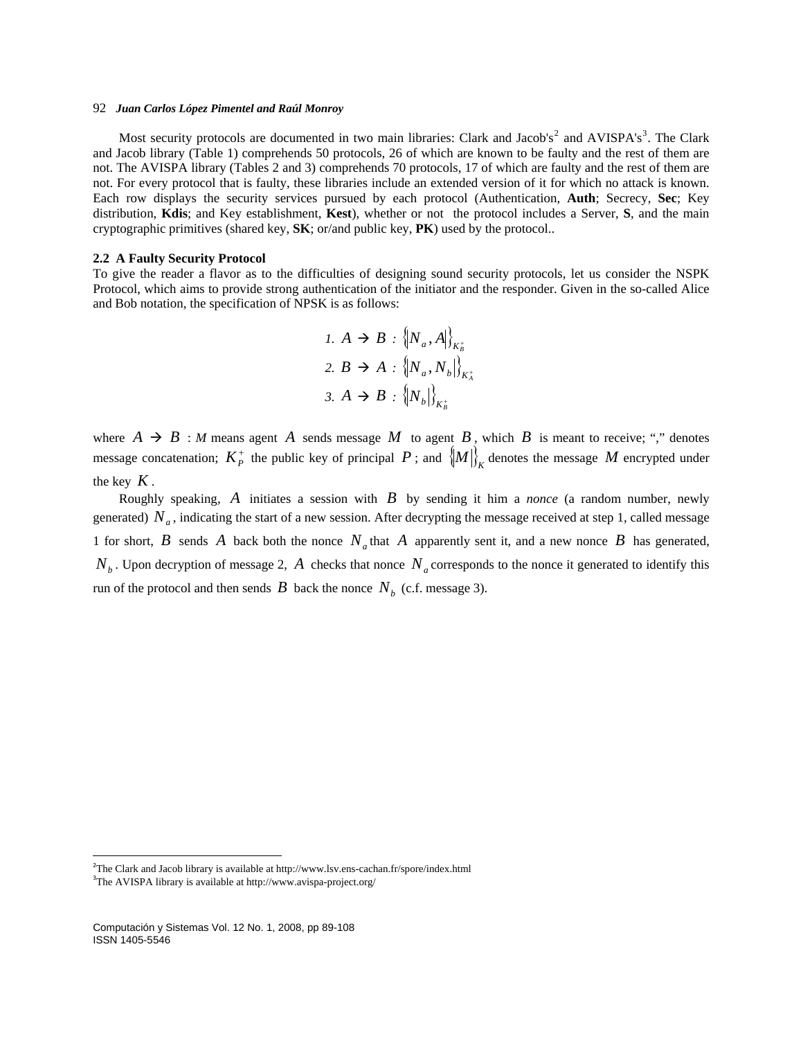Most security protocols are documented in two main libraries: Clark and Jacob's[2] and AVISPA's[3]. The Clark and Jacob library (Table 1) comprehends 50 protocols, 26 of which are known to be faulty and the rest of them are not. The AVISPA library (Tables 2 and 3) comprehends 70 protocols, 17 of which are faulty and the rest of them are not. For every protocol that is faulty, these libraries include an extended version of it for which no attack is known. Each row displays the security services pursued by each protocol (Authentication, **Auth**; Secrecy, **Sec**; Key distribution, **Kdis**; and Key establishment, **Kest**), whether or not the protocol includes a Server, **S**, and the main cryptographic primitives (shared key, **SK**; or/and public key, **PK**) used by the protocol..

### 2.2 A Faulty Security Protocol

To give the reader a flavor as to the difficulties of designing sound security protocols, let us consider the NSPK Protocol, which aims to provide strong authentication of the initiator and the responder. Given in the so-called Alice and Bob notation, the specification of NPSK is as follows:

$$
\begin{aligned}
&1.\ A \rightarrow B : \{|N_a, A|\}_{K_B^+} \\
&2.\ B \rightarrow A : \{|N_a, N_b|\}_{K_A^+} \\
&3.\ A \rightarrow B : \{|N_b|\}_{K_B^+}
\end{aligned}
$$

where $A \rightarrow B : M$ means agent $A$ sends message $M$ to agent $B$, which $B$ is meant to receive; "," denotes message concatenation; $K_P^+$ the public key of principal $P$; and $\{|M|\}_K$ denotes the message $M$ encrypted under the key $K$.

Roughly speaking, $A$ initiates a session with $B$ by sending it him a *nonce* (a random number, newly generated) $N_a$, indicating the start of a new session. After decrypting the message received at step 1, called message 1 for short, $B$ sends $A$ back both the nonce $N_a$ that $A$ apparently sent it, and a new nonce $B$ has generated, $N_b$. Upon decryption of message 2, $A$ checks that nonce $N_a$ corresponds to the nonce it generated to identify this run of the protocol and then sends $B$ back the nonce $N_b$ (c.f. message 3).

---

[2] The Clark and Jacob library is available at http://www.lsv.ens-cachan.fr/spore/index.html

[3] The AVISPA library is available at http://www.avispa-project.org/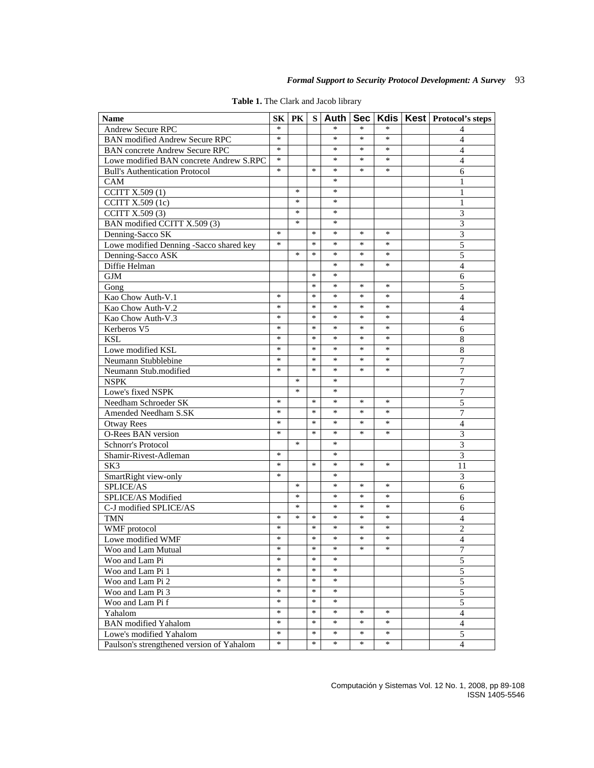**Table 1.** The Clark and Jacob library

| Name | SK | PK | S | Auth | Sec | Kdis | Kest | Protocol's steps |
|---|---|---|---|---|---|---|---|---|
| Andrew Secure RPC | * | | | * | * | * | | 4 |
| BAN modified Andrew Secure RPC | * | | | * | * | * | | 4 |
| BAN concrete Andrew Secure RPC | * | | | * | * | * | | 4 |
| Lowe modified BAN concrete Andrew S.RPC | * | | | * | * | * | | 4 |
| Bull's Authentication Protocol | * | | * | * | * | * | | 6 |
| CAM | | | | * | | | | 1 |
| CCITT X.509 (1) | | * | | * | | | | 1 |
| CCITT X.509 (1c) | | * | | * | | | | 1 |
| CCITT X.509 (3) | | * | | * | | | | 3 |
| BAN modified CCITT X.509 (3) | | * | | * | | | | 3 |
| Denning-Sacco SK | * | | * | * | * | * | | 3 |
| Lowe modified Denning -Sacco shared key | * | | * | * | * | * | | 5 |
| Denning-Sacco ASK | | * | * | * | * | * | | 5 |
| Diffie Helman | | | | * | * | * | | 4 |
| GJM | | | * | * | | | | 6 |
| Gong | | | * | * | * | * | | 5 |
| Kao Chow Auth-V.1 | * | | * | * | * | * | | 4 |
| Kao Chow Auth-V.2 | * | | * | * | * | * | | 4 |
| Kao Chow Auth-V.3 | * | | * | * | * | * | | 4 |
| Kerberos V5 | * | | * | * | * | * | | 6 |
| KSL | * | | * | * | * | * | | 8 |
| Lowe modified KSL | * | | * | * | * | * | | 8 |
| Neumann Stubblebine | * | | * | * | * | * | | 7 |
| Neumann Stub.modified | * | | * | * | * | * | | 7 |
| NSPK | | * | | * | | | | 7 |
| Lowe's fixed NSPK | | * | | * | | | | 7 |
| Needham Schroeder SK | * | | * | * | * | * | | 5 |
| Amended Needham S.SK | * | | * | * | * | * | | 7 |
| Otway Rees | * | | * | * | * | * | | 4 |
| O-Rees BAN version | * | | * | * | * | * | | 3 |
| Schnorr's Protocol | | * | | * | | | | 3 |
| Shamir-Rivest-Adleman | * | | | * | | | | 3 |
| SK3 | * | | * | * | * | * | | 11 |
| SmartRight view-only | * | | | * | | | | 3 |
| SPLICE/AS | | * | | * | * | * | | 6 |
| SPLICE/AS Modified | | * | | * | * | * | | 6 |
| C-J modified SPLICE/AS | | * | | * | * | * | | 6 |
| TMN | * | * | * | * | * | * | | 4 |
| WMF protocol | * | | * | * | * | * | | 2 |
| Lowe modified WMF | * | | * | * | * | * | | 4 |
| Woo and Lam Mutual | * | | * | * | * | * | | 7 |
| Woo and Lam Pi | * | | * | * | | | | 5 |
| Woo and Lam Pi 1 | * | | * | * | | | | 5 |
| Woo and Lam Pi 2 | * | | * | * | | | | 5 |
| Woo and Lam Pi 3 | * | | * | * | | | | 5 |
| Woo and Lam Pi f | * | | * | * | | | | 5 |
| Yahalom | * | | * | * | * | * | | 4 |
| BAN modified Yahalom | * | | * | * | * | * | | 4 |
| Lowe's modified Yahalom | * | | * | * | * | * | | 5 |
| Paulson's strengthened version of Yahalom | * | | * | * | * | * | | 4 |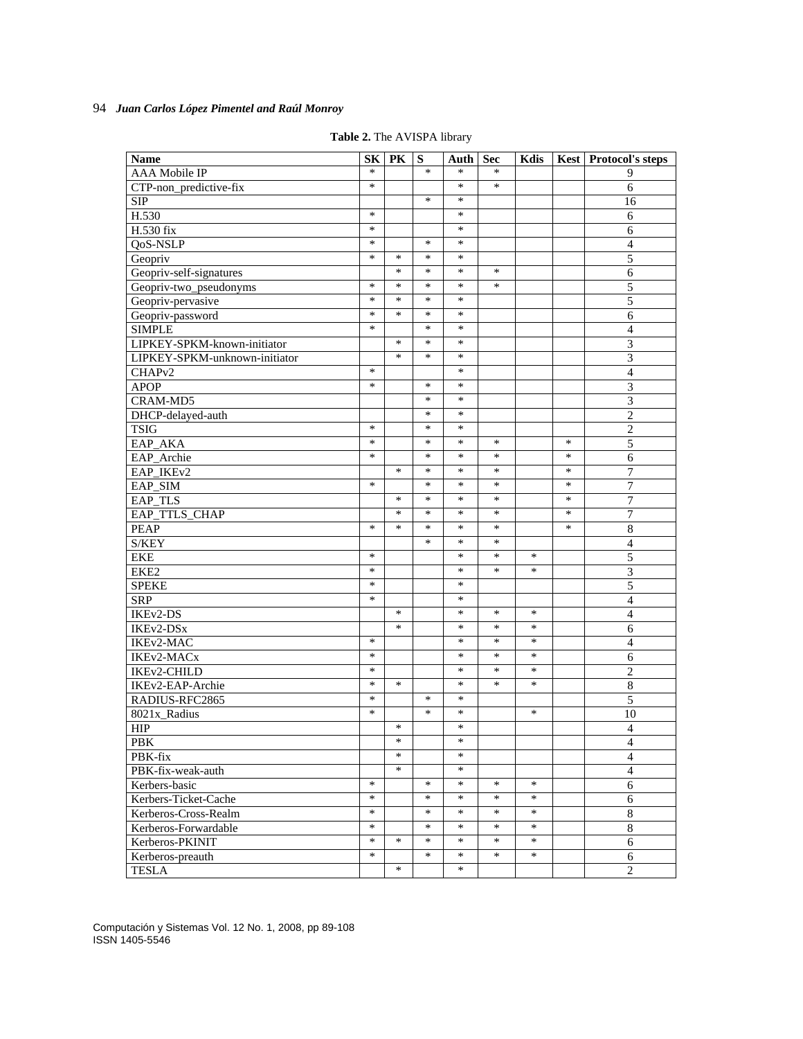**Table 2.** The AVISPA library

| Name | SK | PK | S | Auth | Sec | Kdis | Kest | Protocol's steps |
|---|---|---|---|---|---|---|---|---|
| AAA Mobile IP | * | | * | * | * | | | 9 |
| CTP-non_predictive-fix | * | | | * | * | | | 6 |
| SIP | | | * | * | | | | 16 |
| H.530 | * | | | * | | | | 6 |
| H.530 fix | * | | | * | | | | 6 |
| QoS-NSLP | * | | * | * | | | | 4 |
| Geopriv | * | * | * | * | | | | 5 |
| Geopriv-self-signatures | | * | * | * | * | | | 6 |
| Geopriv-two_pseudonyms | * | * | * | * | * | | | 5 |
| Geopriv-pervasive | * | * | * | * | | | | 5 |
| Geopriv-password | * | * | * | * | | | | 6 |
| SIMPLE | * | | * | * | | | | 4 |
| LIPKEY-SPKM-known-initiator | | * | * | * | | | | 3 |
| LIPKEY-SPKM-unknown-initiator | | * | * | * | | | | 3 |
| CHAPv2 | * | | | * | | | | 4 |
| APOP | * | | * | * | | | | 3 |
| CRAM-MD5 | | | * | * | | | | 3 |
| DHCP-delayed-auth | | | * | * | | | | 2 |
| TSIG | * | | * | * | | | | 2 |
| EAP_AKA | * | | * | * | * | | * | 5 |
| EAP_Archie | * | | * | * | * | | * | 6 |
| EAP_IKEv2 | | * | * | * | * | | * | 7 |
| EAP_SIM | * | | * | * | * | | * | 7 |
| EAP_TLS | | * | * | * | * | | * | 7 |
| EAP_TTLS_CHAP | | * | * | * | * | | * | 7 |
| PEAP | * | * | * | * | * | | * | 8 |
| S/KEY | | | * | * | * | | | 4 |
| EKE | * | | | * | * | * | | 5 |
| EKE2 | * | | | * | * | * | | 3 |
| SPEKE | * | | | * | | | | 5 |
| SRP | * | | | * | | | | 4 |
| IKEv2-DS | | * | | * | * | * | | 4 |
| IKEv2-DSx | | * | | * | * | * | | 6 |
| IKEv2-MAC | * | | | * | * | * | | 4 |
| IKEv2-MACx | * | | | * | * | * | | 6 |
| IKEv2-CHILD | * | | | * | * | * | | 2 |
| IKEv2-EAP-Archie | * | * | | * | * | * | | 8 |
| RADIUS-RFC2865 | * | | * | * | | | | 5 |
| 8021x_Radius | * | | * | * | | * | | 10 |
| HIP | | * | | * | | | | 4 |
| PBK | | * | | * | | | | 4 |
| PBK-fix | | * | | * | | | | 4 |
| PBK-fix-weak-auth | | * | | * | | | | 4 |
| Kerbers-basic | * | | * | * | * | * | | 6 |
| Kerbers-Ticket-Cache | * | | * | * | * | * | | 6 |
| Kerberos-Cross-Realm | * | | * | * | * | * | | 8 |
| Kerberos-Forwardable | * | | * | * | * | * | | 8 |
| Kerberos-PKINIT | * | * | * | * | * | * | | 6 |
| Kerberos-preauth | * | | * | * | * | * | | 6 |
| TESLA | | * | | * | | | | 2 |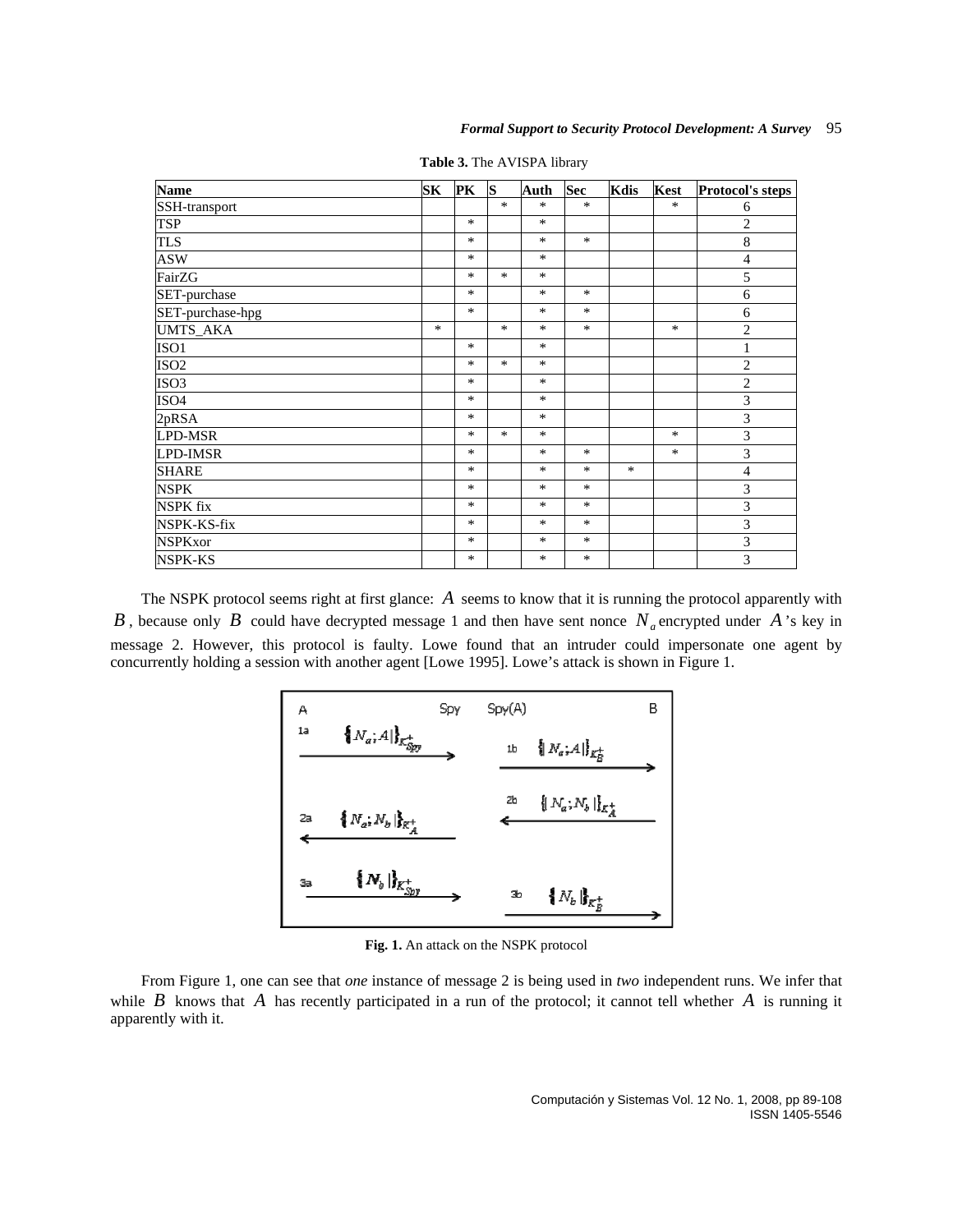**Table 3.** The AVISPA library

| Name | SK | PK | S | Auth | Sec | Kdis | Kest | Protocol's steps |
|---|---|---|---|---|---|---|---|---|
| SSH-transport | | | * | * | * | | * | 6 |
| TSP | | * | | * | | | | 2 |
| TLS | | * | | * | * | | | 8 |
| ASW | | * | | * | | | | 4 |
| FairZG | | * | * | * | | | | 5 |
| SET-purchase | | * | | * | * | | | 6 |
| SET-purchase-hpg | | * | | * | * | | | 6 |
| UMTS_AKA | * | | * | * | * | | * | 2 |
| ISO1 | | * | | * | | | | 1 |
| ISO2 | | * | * | * | | | | 2 |
| ISO3 | | * | | * | | | | 2 |
| ISO4 | | * | | * | | | | 3 |
| 2pRSA | | * | | * | | | | 3 |
| LPD-MSR | | * | * | * | | | * | 3 |
| LPD-IMSR | | * | | * | * | | * | 3 |
| SHARE | | * | | * | * | * | | 4 |
| NSPK | | * | | * | * | | | 3 |
| NSPK fix | | * | | * | * | | | 3 |
| NSPK-KS-fix | | * | | * | * | | | 3 |
| NSPKxor | | * | | * | * | | | 3 |
| NSPK-KS | | * | | * | * | | | 3 |

The NSPK protocol seems right at first glance: $A$ seems to know that it is running the protocol apparently with $B$, because only $B$ could have decrypted message 1 and then have sent nonce $N_a$ encrypted under $A$'s key in message 2. However, this protocol is faulty. Lowe found that an intruder could impersonate one agent by concurrently holding a session with another agent [Lowe 1995]. Lowe's attack is shown in Figure 1.

**Fig. 1.** An attack on the NSPK protocol

From Figure 1, one can see that *one* instance of message 2 is being used in *two* independent runs. We infer that while $B$ knows that $A$ has recently participated in a run of the protocol; it cannot tell whether $A$ is running it apparently with it.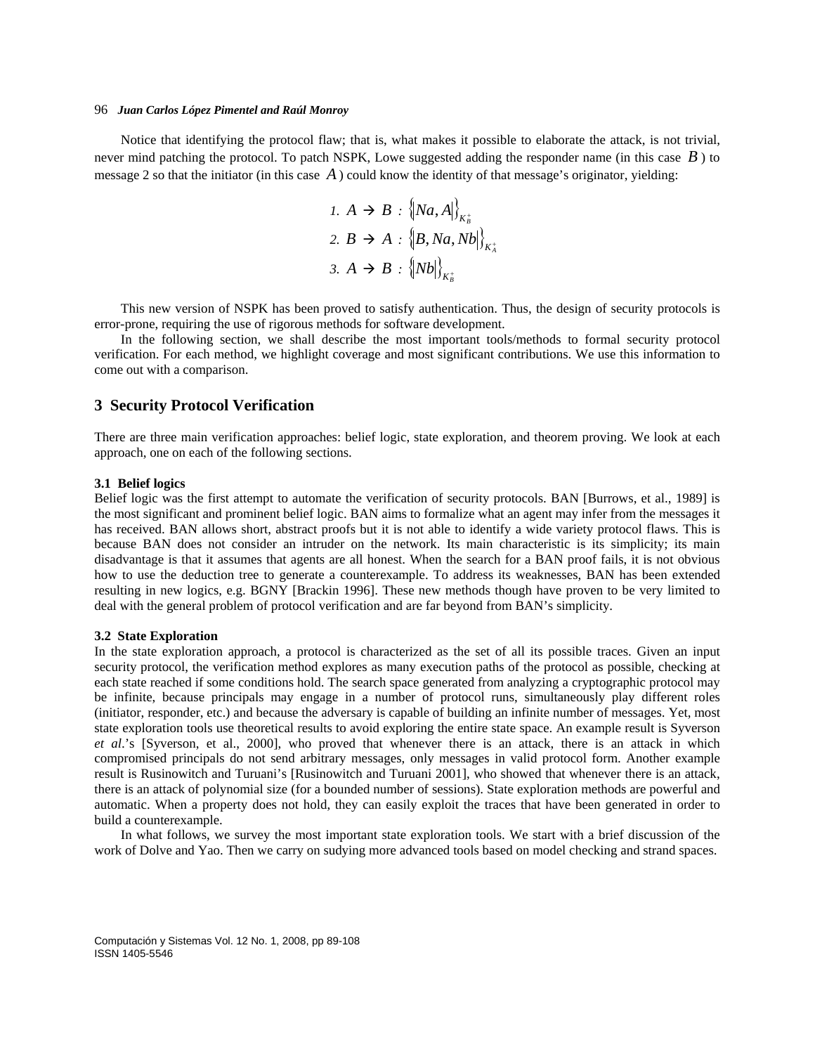Notice that identifying the protocol flaw; that is, what makes it possible to elaborate the attack, is not trivial, never mind patching the protocol. To patch NSPK, Lowe suggested adding the responder name (in this case $B$) to message 2 so that the initiator (in this case $A$) could know the identity of that message's originator, yielding:

$$
\begin{aligned}
&1.\ A \rightarrow B : \{|Na, A|\}_{K_B^+} \\
&2.\ B \rightarrow A : \{|B, Na, Nb|\}_{K_A^+} \\
&3.\ A \rightarrow B : \{|Nb|\}_{K_B^+}
\end{aligned}
$$

This new version of NSPK has been proved to satisfy authentication. Thus, the design of security protocols is error-prone, requiring the use of rigorous methods for software development.

In the following section, we shall describe the most important tools/methods to formal security protocol verification. For each method, we highlight coverage and most significant contributions. We use this information to come out with a comparison.

## 3 Security Protocol Verification

There are three main verification approaches: belief logic, state exploration, and theorem proving. We look at each approach, one on each of the following sections.

### 3.1 Belief logics

Belief logic was the first attempt to automate the verification of security protocols. BAN [Burrows, et al., 1989] is the most significant and prominent belief logic. BAN aims to formalize what an agent may infer from the messages it has received. BAN allows short, abstract proofs but it is not able to identify a wide variety protocol flaws. This is because BAN does not consider an intruder on the network. Its main characteristic is its simplicity; its main disadvantage is that it assumes that agents are all honest. When the search for a BAN proof fails, it is not obvious how to use the deduction tree to generate a counterexample. To address its weaknesses, BAN has been extended resulting in new logics, e.g. BGNY [Brackin 1996]. These new methods though have proven to be very limited to deal with the general problem of protocol verification and are far beyond from BAN's simplicity.

### 3.2 State Exploration

In the state exploration approach, a protocol is characterized as the set of all its possible traces. Given an input security protocol, the verification method explores as many execution paths of the protocol as possible, checking at each state reached if some conditions hold. The search space generated from analyzing a cryptographic protocol may be infinite, because principals may engage in a number of protocol runs, simultaneously play different roles (initiator, responder, etc.) and because the adversary is capable of building an infinite number of messages. Yet, most state exploration tools use theoretical results to avoid exploring the entire state space. An example result is Syverson *et al.*'s [Syverson, et al., 2000], who proved that whenever there is an attack, there is an attack in which compromised principals do not send arbitrary messages, only messages in valid protocol form. Another example result is Rusinowitch and Turuani's [Rusinowitch and Turuani 2001], who showed that whenever there is an attack, there is an attack of polynomial size (for a bounded number of sessions). State exploration methods are powerful and automatic. When a property does not hold, they can easily exploit the traces that have been generated in order to build a counterexample.

In what follows, we survey the most important state exploration tools. We start with a brief discussion of the work of Dolve and Yao. Then we carry on sudying more advanced tools based on model checking and strand spaces.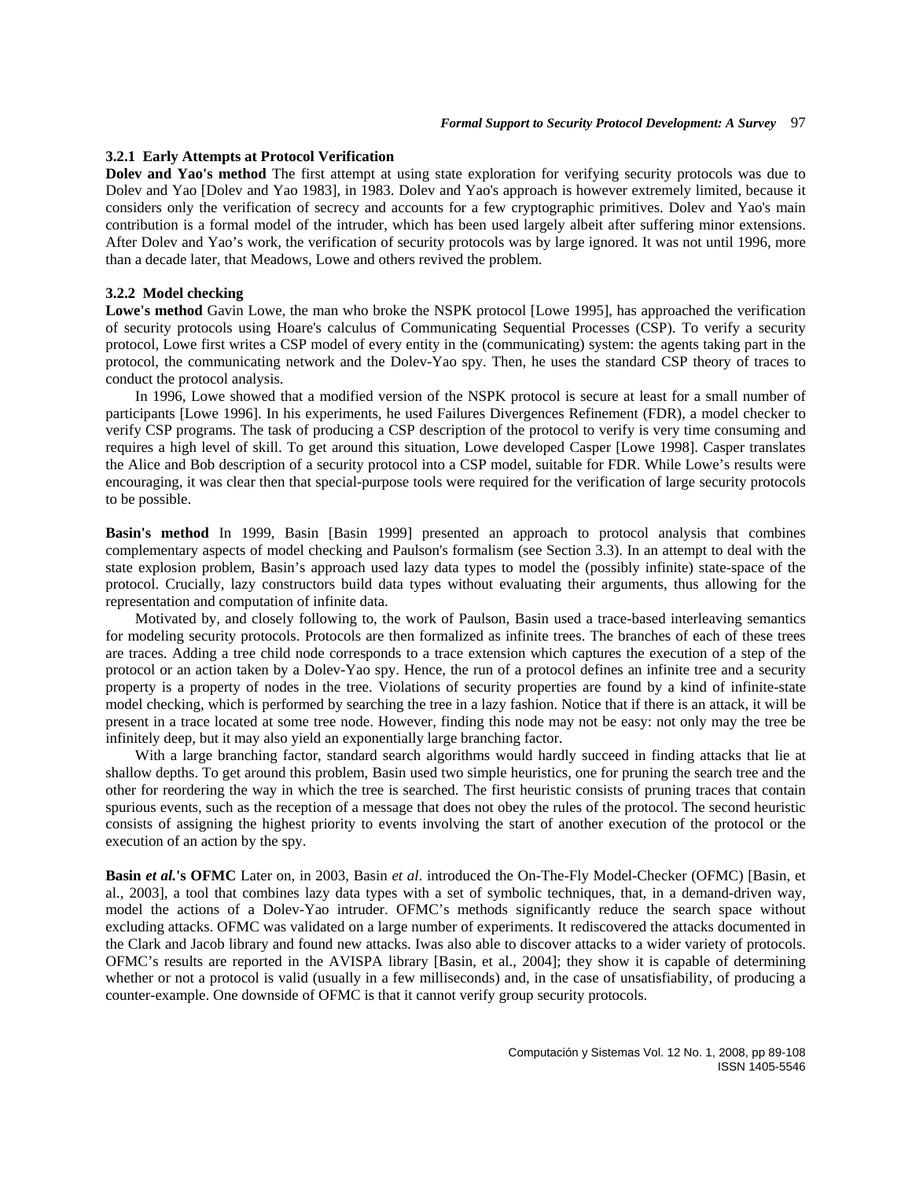### 3.2.1 Early Attempts at Protocol Verification

**Dolev and Yao's method** The first attempt at using state exploration for verifying security protocols was due to Dolev and Yao [Dolev and Yao 1983], in 1983. Dolev and Yao's approach is however extremely limited, because it considers only the verification of secrecy and accounts for a few cryptographic primitives. Dolev and Yao's main contribution is a formal model of the intruder, which has been used largely albeit after suffering minor extensions. After Dolev and Yao's work, the verification of security protocols was by large ignored. It was not until 1996, more than a decade later, that Meadows, Lowe and others revived the problem.

### 3.2.2 Model checking

**Lowe's method** Gavin Lowe, the man who broke the NSPK protocol [Lowe 1995], has approached the verification of security protocols using Hoare's calculus of Communicating Sequential Processes (CSP). To verify a security protocol, Lowe first writes a CSP model of every entity in the (communicating) system: the agents taking part in the protocol, the communicating network and the Dolev-Yao spy. Then, he uses the standard CSP theory of traces to conduct the protocol analysis.

In 1996, Lowe showed that a modified version of the NSPK protocol is secure at least for a small number of participants [Lowe 1996]. In his experiments, he used Failures Divergences Refinement (FDR), a model checker to verify CSP programs. The task of producing a CSP description of the protocol to verify is very time consuming and requires a high level of skill. To get around this situation, Lowe developed Casper [Lowe 1998]. Casper translates the Alice and Bob description of a security protocol into a CSP model, suitable for FDR. While Lowe's results were encouraging, it was clear then that special-purpose tools were required for the verification of large security protocols to be possible.

**Basin's method** In 1999, Basin [Basin 1999] presented an approach to protocol analysis that combines complementary aspects of model checking and Paulson's formalism (see Section 3.3). In an attempt to deal with the state explosion problem, Basin's approach used lazy data types to model the (possibly infinite) state-space of the protocol. Crucially, lazy constructors build data types without evaluating their arguments, thus allowing for the representation and computation of infinite data.

Motivated by, and closely following to, the work of Paulson, Basin used a trace-based interleaving semantics for modeling security protocols. Protocols are then formalized as infinite trees. The branches of each of these trees are traces. Adding a tree child node corresponds to a trace extension which captures the execution of a step of the protocol or an action taken by a Dolev-Yao spy. Hence, the run of a protocol defines an infinite tree and a security property is a property of nodes in the tree. Violations of security properties are found by a kind of infinite-state model checking, which is performed by searching the tree in a lazy fashion. Notice that if there is an attack, it will be present in a trace located at some tree node. However, finding this node may not be easy: not only may the tree be infinitely deep, but it may also yield an exponentially large branching factor.

With a large branching factor, standard search algorithms would hardly succeed in finding attacks that lie at shallow depths. To get around this problem, Basin used two simple heuristics, one for pruning the search tree and the other for reordering the way in which the tree is searched. The first heuristic consists of pruning traces that contain spurious events, such as the reception of a message that does not obey the rules of the protocol. The second heuristic consists of assigning the highest priority to events involving the start of another execution of the protocol or the execution of an action by the spy.

**Basin *et al.*'s OFMC** Later on, in 2003, Basin *et al*. introduced the On-The-Fly Model-Checker (OFMC) [Basin, et al., 2003], a tool that combines lazy data types with a set of symbolic techniques, that, in a demand-driven way, model the actions of a Dolev-Yao intruder. OFMC's methods significantly reduce the search space without excluding attacks. OFMC was validated on a large number of experiments. It rediscovered the attacks documented in the Clark and Jacob library and found new attacks. Iwas also able to discover attacks to a wider variety of protocols. OFMC's results are reported in the AVISPA library [Basin, et al., 2004]; they show it is capable of determining whether or not a protocol is valid (usually in a few milliseconds) and, in the case of unsatisfiability, of producing a counter-example. One downside of OFMC is that it cannot verify group security protocols.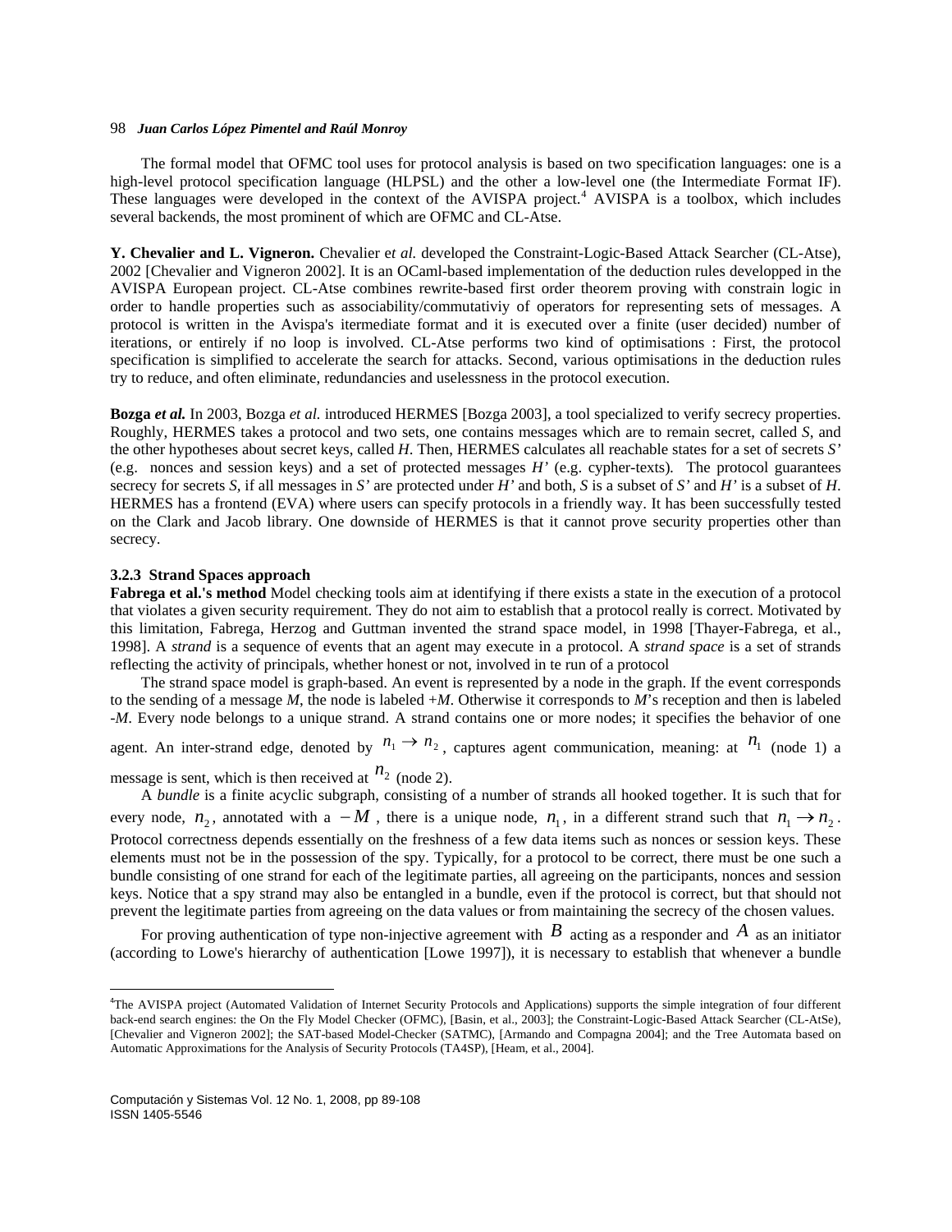The formal model that OFMC tool uses for protocol analysis is based on two specification languages: one is a high-level protocol specification language (HLPSL) and the other a low-level one (the Intermediate Format IF). These languages were developed in the context of the AVISPA project.[4] AVISPA is a toolbox, which includes several backends, the most prominent of which are OFMC and CL-Atse.

**Y. Chevalier and L. Vigneron.** Chevalier e*t al.* developed the Constraint-Logic-Based Attack Searcher (CL-Atse), 2002 [Chevalier and Vigneron 2002]. It is an OCaml-based implementation of the deduction rules developped in the AVISPA European project. CL-Atse combines rewrite-based first order theorem proving with constrain logic in order to handle properties such as associability/commutativiy of operators for representing sets of messages. A protocol is written in the Avispa's itermediate format and it is executed over a finite (user decided) number of iterations, or entirely if no loop is involved. CL-Atse performs two kind of optimisations : First, the protocol specification is simplified to accelerate the search for attacks. Second, various optimisations in the deduction rules try to reduce, and often eliminate, redundancies and uselessness in the protocol execution.

**Bozga *et al.*** In 2003, Bozga *et al.* introduced HERMES [Bozga 2003], a tool specialized to verify secrecy properties. Roughly, HERMES takes a protocol and two sets, one contains messages which are to remain secret, called *S*, and the other hypotheses about secret keys, called *H*. Then, HERMES calculates all reachable states for a set of secrets *S'* (e.g. nonces and session keys) and a set of protected messages *H'* (e.g. cypher-texts). The protocol guarantees secrecy for secrets *S*, if all messages in *S'* are protected under *H'* and both, *S* is a subset of *S'* and *H'* is a subset of *H*. HERMES has a frontend (EVA) where users can specify protocols in a friendly way. It has been successfully tested on the Clark and Jacob library. One downside of HERMES is that it cannot prove security properties other than secrecy.

### 3.2.3 Strand Spaces approach

**Fabrega et al.'s method** Model checking tools aim at identifying if there exists a state in the execution of a protocol that violates a given security requirement. They do not aim to establish that a protocol really is correct. Motivated by this limitation, Fabrega, Herzog and Guttman invented the strand space model, in 1998 [Thayer-Fabrega, et al., 1998]. A *strand* is a sequence of events that an agent may execute in a protocol. A *strand space* is a set of strands reflecting the activity of principals, whether honest or not, involved in te run of a protocol

The strand space model is graph-based. An event is represented by a node in the graph. If the event corresponds to the sending of a message *M*, the node is labeled +*M*. Otherwise it corresponds to *M*'s reception and then is labeled -*M*. Every node belongs to a unique strand. A strand contains one or more nodes; it specifies the behavior of one agent. An inter-strand edge, denoted by $n_1 \rightarrow n_2$, captures agent communication, meaning: at $n_1$ (node 1) a message is sent, which is then received at $n_2$ (node 2).

A *bundle* is a finite acyclic subgraph, consisting of a number of strands all hooked together. It is such that for every node, $n_2$, annotated with a $-M$, there is a unique node, $n_1$, in a different strand such that $n_1 \rightarrow n_2$. Protocol correctness depends essentially on the freshness of a few data items such as nonces or session keys. These elements must not be in the possession of the spy. Typically, for a protocol to be correct, there must be one such a bundle consisting of one strand for each of the legitimate parties, all agreeing on the participants, nonces and session keys. Notice that a spy strand may also be entangled in a bundle, even if the protocol is correct, but that should not prevent the legitimate parties from agreeing on the data values or from maintaining the secrecy of the chosen values.

For proving authentication of type non-injective agreement with $B$ acting as a responder and $A$ as an initiator (according to Lowe's hierarchy of authentication [Lowe 1997]), it is necessary to establish that whenever a bundle

---

[4] The AVISPA project (Automated Validation of Internet Security Protocols and Applications) supports the simple integration of four different back-end search engines: the On the Fly Model Checker (OFMC), [Basin, et al., 2003]; the Constraint-Logic-Based Attack Searcher (CL-AtSe), [Chevalier and Vigneron 2002]; the SAT-based Model-Checker (SATMC), [Armando and Compagna 2004]; and the Tree Automata based on Automatic Approximations for the Analysis of Security Protocols (TA4SP), [Heam, et al., 2004].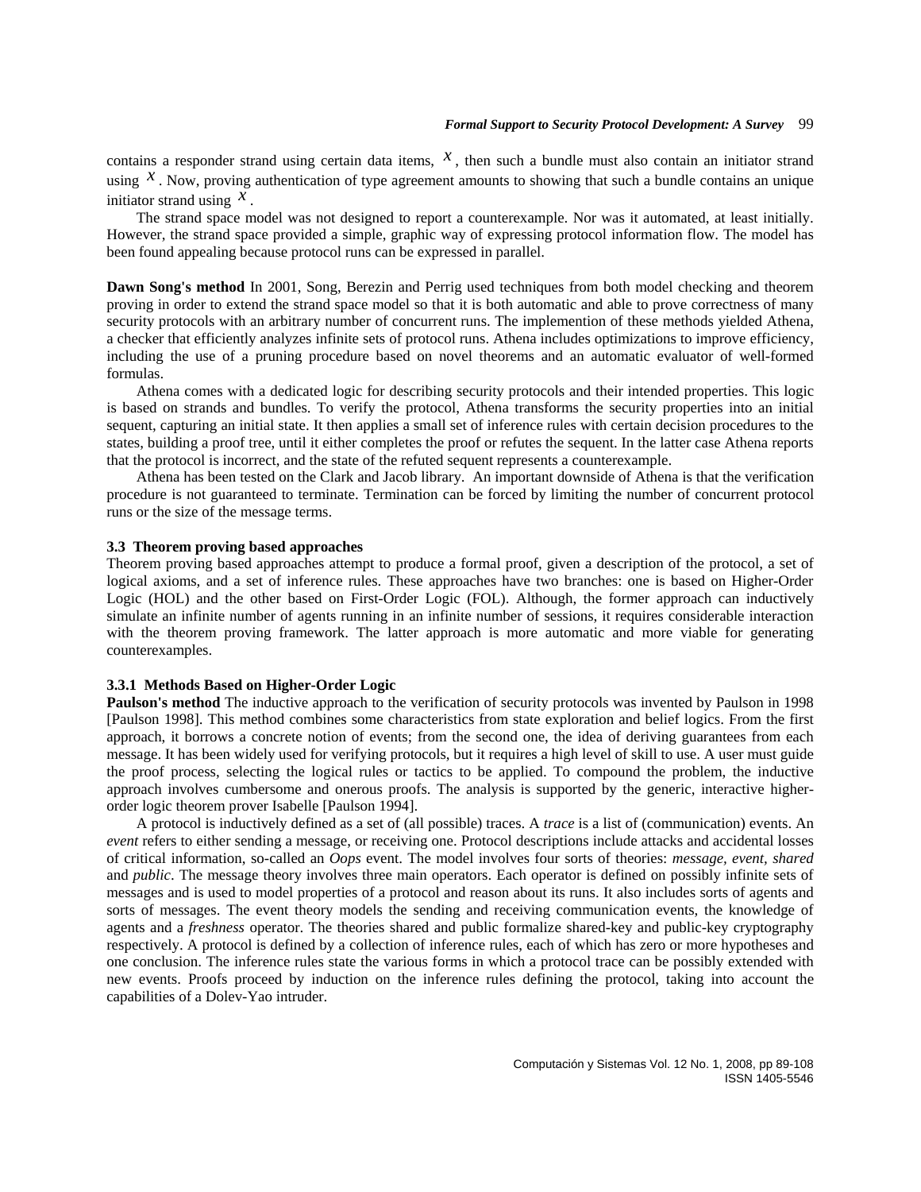contains a responder strand using certain data items, $x$, then such a bundle must also contain an initiator strand using $x$. Now, proving authentication of type agreement amounts to showing that such a bundle contains an unique initiator strand using $x$.

The strand space model was not designed to report a counterexample. Nor was it automated, at least initially. However, the strand space provided a simple, graphic way of expressing protocol information flow. The model has been found appealing because protocol runs can be expressed in parallel.

**Dawn Song's method** In 2001, Song, Berezin and Perrig used techniques from both model checking and theorem proving in order to extend the strand space model so that it is both automatic and able to prove correctness of many security protocols with an arbitrary number of concurrent runs. The implemention of these methods yielded Athena, a checker that efficiently analyzes infinite sets of protocol runs. Athena includes optimizations to improve efficiency, including the use of a pruning procedure based on novel theorems and an automatic evaluator of well-formed formulas.

Athena comes with a dedicated logic for describing security protocols and their intended properties. This logic is based on strands and bundles. To verify the protocol, Athena transforms the security properties into an initial sequent, capturing an initial state. It then applies a small set of inference rules with certain decision procedures to the states, building a proof tree, until it either completes the proof or refutes the sequent. In the latter case Athena reports that the protocol is incorrect, and the state of the refuted sequent represents a counterexample.

Athena has been tested on the Clark and Jacob library. An important downside of Athena is that the verification procedure is not guaranteed to terminate. Termination can be forced by limiting the number of concurrent protocol runs or the size of the message terms.

### 3.3 Theorem proving based approaches

Theorem proving based approaches attempt to produce a formal proof, given a description of the protocol, a set of logical axioms, and a set of inference rules. These approaches have two branches: one is based on Higher-Order Logic (HOL) and the other based on First-Order Logic (FOL). Although, the former approach can inductively simulate an infinite number of agents running in an infinite number of sessions, it requires considerable interaction with the theorem proving framework. The latter approach is more automatic and more viable for generating counterexamples.

#### 3.3.1 Methods Based on Higher-Order Logic

**Paulson's method** The inductive approach to the verification of security protocols was invented by Paulson in 1998 [Paulson 1998]. This method combines some characteristics from state exploration and belief logics. From the first approach, it borrows a concrete notion of events; from the second one, the idea of deriving guarantees from each message. It has been widely used for verifying protocols, but it requires a high level of skill to use. A user must guide the proof process, selecting the logical rules or tactics to be applied. To compound the problem, the inductive approach involves cumbersome and onerous proofs. The analysis is supported by the generic, interactive higher-order logic theorem prover Isabelle [Paulson 1994].

A protocol is inductively defined as a set of (all possible) traces. A *trace* is a list of (communication) events. An *event* refers to either sending a message, or receiving one. Protocol descriptions include attacks and accidental losses of critical information, so-called an *Oops* event. The model involves four sorts of theories: *message*, *event*, *shared* and *public*. The message theory involves three main operators. Each operator is defined on possibly infinite sets of messages and is used to model properties of a protocol and reason about its runs. It also includes sorts of agents and sorts of messages. The event theory models the sending and receiving communication events, the knowledge of agents and a *freshness* operator. The theories shared and public formalize shared-key and public-key cryptography respectively. A protocol is defined by a collection of inference rules, each of which has zero or more hypotheses and one conclusion. The inference rules state the various forms in which a protocol trace can be possibly extended with new events. Proofs proceed by induction on the inference rules defining the protocol, taking into account the capabilities of a Dolev-Yao intruder.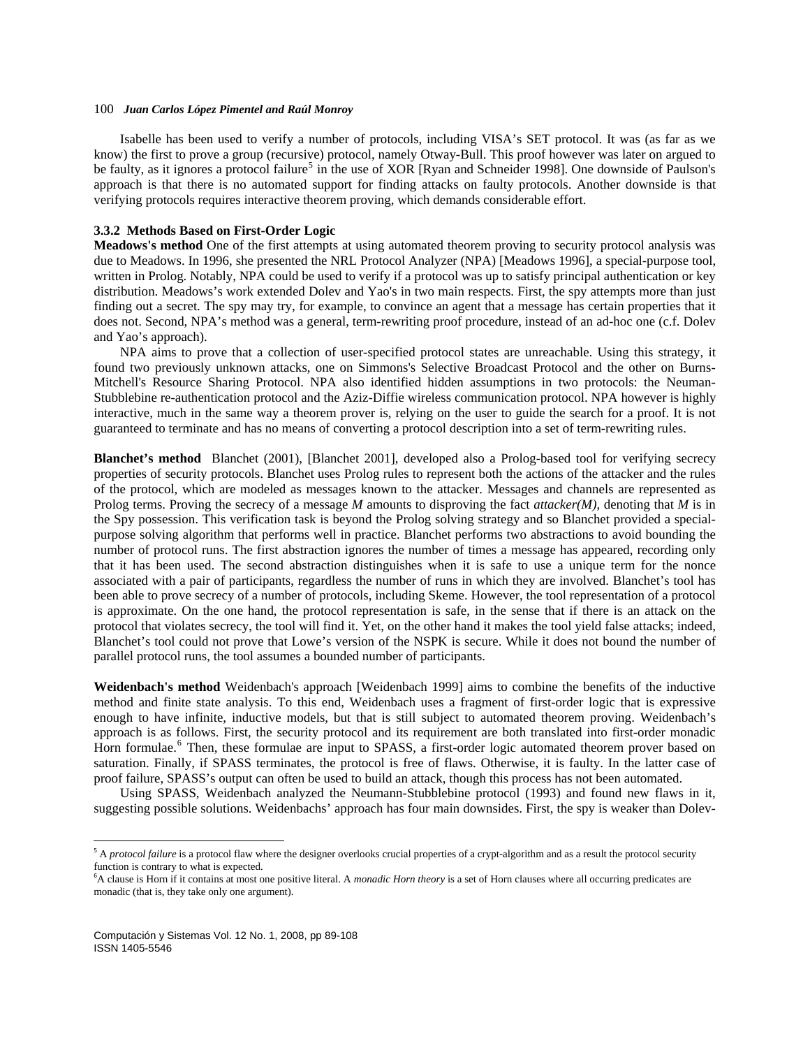Isabelle has been used to verify a number of protocols, including VISA's SET protocol. It was (as far as we know) the first to prove a group (recursive) protocol, namely Otway-Bull. This proof however was later on argued to be faulty, as it ignores a protocol failure[5] in the use of XOR [Ryan and Schneider 1998]. One downside of Paulson's approach is that there is no automated support for finding attacks on faulty protocols. Another downside is that verifying protocols requires interactive theorem proving, which demands considerable effort.

### 3.3.2 Methods Based on First-Order Logic

**Meadows's method** One of the first attempts at using automated theorem proving to security protocol analysis was due to Meadows. In 1996, she presented the NRL Protocol Analyzer (NPA) [Meadows 1996], a special-purpose tool, written in Prolog. Notably, NPA could be used to verify if a protocol was up to satisfy principal authentication or key distribution. Meadows's work extended Dolev and Yao's in two main respects. First, the spy attempts more than just finding out a secret. The spy may try, for example, to convince an agent that a message has certain properties that it does not. Second, NPA's method was a general, term-rewriting proof procedure, instead of an ad-hoc one (c.f. Dolev and Yao's approach).

NPA aims to prove that a collection of user-specified protocol states are unreachable. Using this strategy, it found two previously unknown attacks, one on Simmons's Selective Broadcast Protocol and the other on Burns-Mitchell's Resource Sharing Protocol. NPA also identified hidden assumptions in two protocols: the Neuman-Stubblebine re-authentication protocol and the Aziz-Diffie wireless communication protocol. NPA however is highly interactive, much in the same way a theorem prover is, relying on the user to guide the search for a proof. It is not guaranteed to terminate and has no means of converting a protocol description into a set of term-rewriting rules.

**Blanchet's method** Blanchet (2001), [Blanchet 2001], developed also a Prolog-based tool for verifying secrecy properties of security protocols. Blanchet uses Prolog rules to represent both the actions of the attacker and the rules of the protocol, which are modeled as messages known to the attacker. Messages and channels are represented as Prolog terms. Proving the secrecy of a message *M* amounts to disproving the fact *attacker(M),* denoting that *M* is in the Spy possession. This verification task is beyond the Prolog solving strategy and so Blanchet provided a special-purpose solving algorithm that performs well in practice. Blanchet performs two abstractions to avoid bounding the number of protocol runs. The first abstraction ignores the number of times a message has appeared, recording only that it has been used. The second abstraction distinguishes when it is safe to use a unique term for the nonce associated with a pair of participants, regardless the number of runs in which they are involved. Blanchet's tool has been able to prove secrecy of a number of protocols, including Skeme. However, the tool representation of a protocol is approximate. On the one hand, the protocol representation is safe, in the sense that if there is an attack on the protocol that violates secrecy, the tool will find it. Yet, on the other hand it makes the tool yield false attacks; indeed, Blanchet's tool could not prove that Lowe's version of the NSPK is secure. While it does not bound the number of parallel protocol runs, the tool assumes a bounded number of participants.

**Weidenbach's method** Weidenbach's approach [Weidenbach 1999] aims to combine the benefits of the inductive method and finite state analysis. To this end, Weidenbach uses a fragment of first-order logic that is expressive enough to have infinite, inductive models, but that is still subject to automated theorem proving. Weidenbach's approach is as follows. First, the security protocol and its requirement are both translated into first-order monadic Horn formulae.[6] Then, these formulae are input to SPASS, a first-order logic automated theorem prover based on saturation. Finally, if SPASS terminates, the protocol is free of flaws. Otherwise, it is faulty. In the latter case of proof failure, SPASS's output can often be used to build an attack, though this process has not been automated.

Using SPASS, Weidenbach analyzed the Neumann-Stubblebine protocol (1993) and found new flaws in it, suggesting possible solutions. Weidenbachs' approach has four main downsides. First, the spy is weaker than Dolev-

---

[5] A *protocol failure* is a protocol flaw where the designer overlooks crucial properties of a crypt-algorithm and as a result the protocol security function is contrary to what is expected.

[6] A clause is Horn if it contains at most one positive literal. A *monadic Horn theory* is a set of Horn clauses where all occurring predicates are monadic (that is, they take only one argument).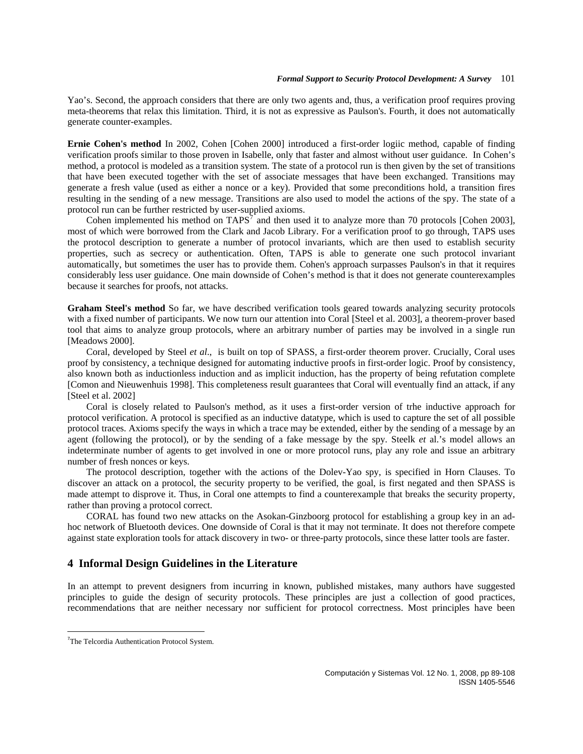Yao's. Second, the approach considers that there are only two agents and, thus, a verification proof requires proving meta-theorems that relax this limitation. Third, it is not as expressive as Paulson's. Fourth, it does not automatically generate counter-examples.

**Ernie Cohen's method** In 2002, Cohen [Cohen 2000] introduced a first-order logiic method, capable of finding verification proofs similar to those proven in Isabelle, only that faster and almost without user guidance. In Cohen's method, a protocol is modeled as a transition system. The state of a protocol run is then given by the set of transitions that have been executed together with the set of associate messages that have been exchanged. Transitions may generate a fresh value (used as either a nonce or a key). Provided that some preconditions hold, a transition fires resulting in the sending of a new message. Transitions are also used to model the actions of the spy. The state of a protocol run can be further restricted by user-supplied axioms.

Cohen implemented his method on TAPS[7] and then used it to analyze more than 70 protocols [Cohen 2003], most of which were borrowed from the Clark and Jacob Library. For a verification proof to go through, TAPS uses the protocol description to generate a number of protocol invariants, which are then used to establish security properties, such as secrecy or authentication. Often, TAPS is able to generate one such protocol invariant automatically, but sometimes the user has to provide them. Cohen's approach surpasses Paulson's in that it requires considerably less user guidance. One main downside of Cohen's method is that it does not generate counterexamples because it searches for proofs, not attacks.

**Graham Steel's method** So far, we have described verification tools geared towards analyzing security protocols with a fixed number of participants. We now turn our attention into Coral [Steel et al. 2003], a theorem-prover based tool that aims to analyze group protocols, where an arbitrary number of parties may be involved in a single run [Meadows 2000].

Coral, developed by Steel *et al*., is built on top of SPASS, a first-order theorem prover. Crucially, Coral uses proof by consistency, a technique designed for automating inductive proofs in first-order logic. Proof by consistency, also known both as inductionless induction and as implicit induction, has the property of being refutation complete [Comon and Nieuwenhuis 1998]. This completeness result guarantees that Coral will eventually find an attack, if any [Steel et al. 2002]

Coral is closely related to Paulson's method, as it uses a first-order version of trhe inductive approach for protocol verification. A protocol is specified as an inductive datatype, which is used to capture the set of all possible protocol traces. Axioms specify the ways in which a trace may be extended, either by the sending of a message by an agent (following the protocol), or by the sending of a fake message by the spy. Steelk *et* al.'s model allows an indeterminate number of agents to get involved in one or more protocol runs, play any role and issue an arbitrary number of fresh nonces or keys.

The protocol description, together with the actions of the Dolev-Yao spy, is specified in Horn Clauses. To discover an attack on a protocol, the security property to be verified, the goal, is first negated and then SPASS is made attempt to disprove it. Thus, in Coral one attempts to find a counterexample that breaks the security property, rather than proving a protocol correct.

CORAL has found two new attacks on the Asokan-Ginzboorg protocol for establishing a group key in an ad-hoc network of Bluetooth devices. One downside of Coral is that it may not terminate. It does not therefore compete against state exploration tools for attack discovery in two- or three-party protocols, since these latter tools are faster.

## 4 Informal Design Guidelines in the Literature

In an attempt to prevent designers from incurring in known, published mistakes, many authors have suggested principles to guide the design of security protocols. These principles are just a collection of good practices, recommendations that are neither necessary nor sufficient for protocol correctness. Most principles have been

[7] The Telcordia Authentication Protocol System.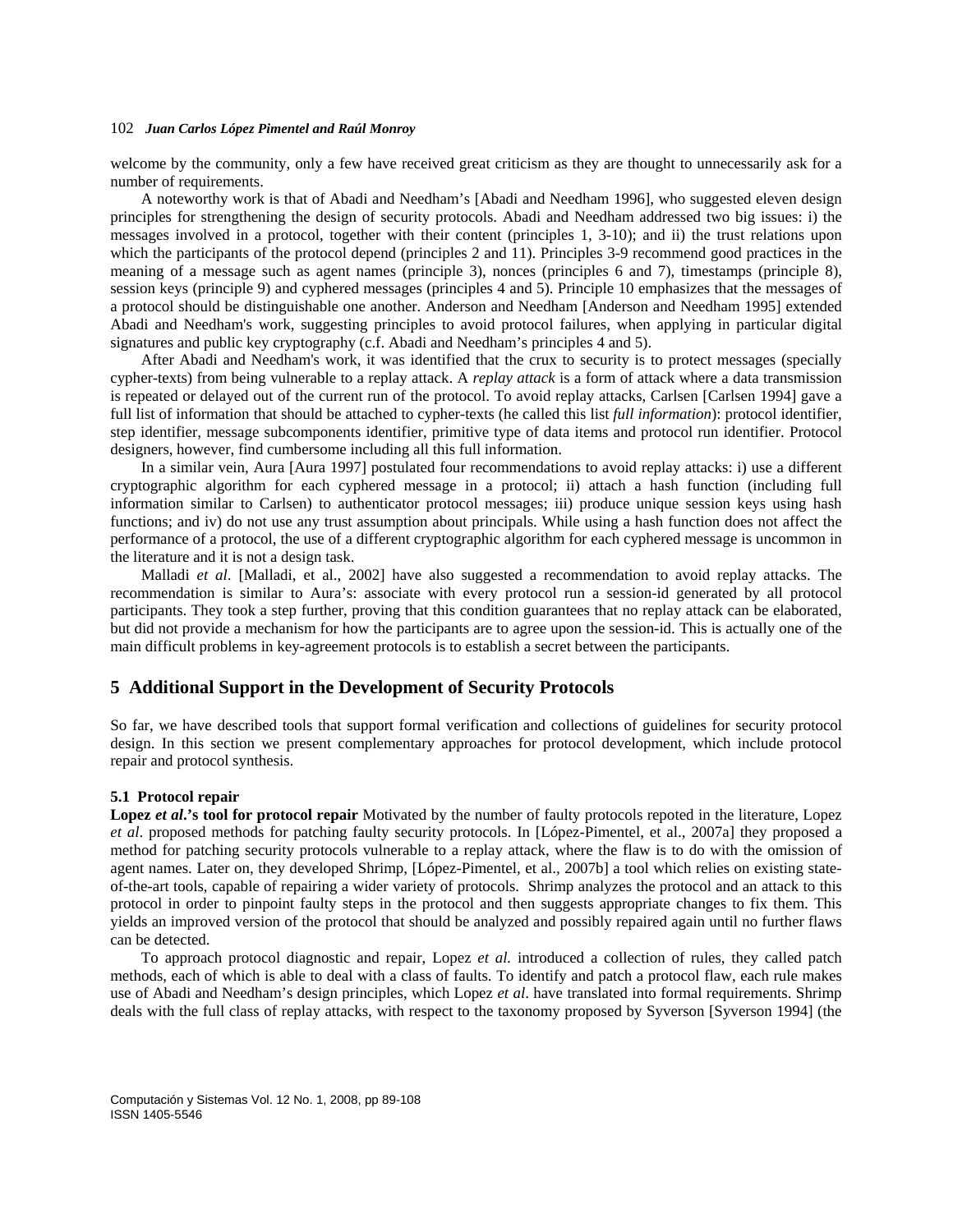welcome by the community, only a few have received great criticism as they are thought to unnecessarily ask for a number of requirements.

A noteworthy work is that of Abadi and Needham's [Abadi and Needham 1996], who suggested eleven design principles for strengthening the design of security protocols. Abadi and Needham addressed two big issues: i) the messages involved in a protocol, together with their content (principles 1, 3-10); and ii) the trust relations upon which the participants of the protocol depend (principles 2 and 11). Principles 3-9 recommend good practices in the meaning of a message such as agent names (principle 3), nonces (principles 6 and 7), timestamps (principle 8), session keys (principle 9) and cyphered messages (principles 4 and 5). Principle 10 emphasizes that the messages of a protocol should be distinguishable one another. Anderson and Needham [Anderson and Needham 1995] extended Abadi and Needham's work, suggesting principles to avoid protocol failures, when applying in particular digital signatures and public key cryptography (c.f. Abadi and Needham's principles 4 and 5).

After Abadi and Needham's work, it was identified that the crux to security is to protect messages (specially cypher-texts) from being vulnerable to a replay attack. A *replay attack* is a form of attack where a data transmission is repeated or delayed out of the current run of the protocol. To avoid replay attacks, Carlsen [Carlsen 1994] gave a full list of information that should be attached to cypher-texts (he called this list *full information*): protocol identifier, step identifier, message subcomponents identifier, primitive type of data items and protocol run identifier. Protocol designers, however, find cumbersome including all this full information.

In a similar vein, Aura [Aura 1997] postulated four recommendations to avoid replay attacks: i) use a different cryptographic algorithm for each cyphered message in a protocol; ii) attach a hash function (including full information similar to Carlsen) to authenticator protocol messages; iii) produce unique session keys using hash functions; and iv) do not use any trust assumption about principals. While using a hash function does not affect the performance of a protocol, the use of a different cryptographic algorithm for each cyphered message is uncommon in the literature and it is not a design task.

Malladi *et al*. [Malladi, et al., 2002] have also suggested a recommendation to avoid replay attacks. The recommendation is similar to Aura's: associate with every protocol run a session-id generated by all protocol participants. They took a step further, proving that this condition guarantees that no replay attack can be elaborated, but did not provide a mechanism for how the participants are to agree upon the session-id. This is actually one of the main difficult problems in key-agreement protocols is to establish a secret between the participants.

## 5 Additional Support in the Development of Security Protocols

So far, we have described tools that support formal verification and collections of guidelines for security protocol design. In this section we present complementary approaches for protocol development, which include protocol repair and protocol synthesis.

### 5.1 Protocol repair

**Lopez *et al*.'s tool for protocol repair** Motivated by the number of faulty protocols repoted in the literature, Lopez *et al*. proposed methods for patching faulty security protocols. In [López-Pimentel, et al., 2007a] they proposed a method for patching security protocols vulnerable to a replay attack, where the flaw is to do with the omission of agent names. Later on, they developed Shrimp, [López-Pimentel, et al., 2007b] a tool which relies on existing state-of-the-art tools, capable of repairing a wider variety of protocols. Shrimp analyzes the protocol and an attack to this protocol in order to pinpoint faulty steps in the protocol and then suggests appropriate changes to fix them. This yields an improved version of the protocol that should be analyzed and possibly repaired again until no further flaws can be detected.

To approach protocol diagnostic and repair, Lopez *et al.* introduced a collection of rules, they called patch methods, each of which is able to deal with a class of faults. To identify and patch a protocol flaw, each rule makes use of Abadi and Needham's design principles, which Lopez *et al*. have translated into formal requirements. Shrimp deals with the full class of replay attacks, with respect to the taxonomy proposed by Syverson [Syverson 1994] (the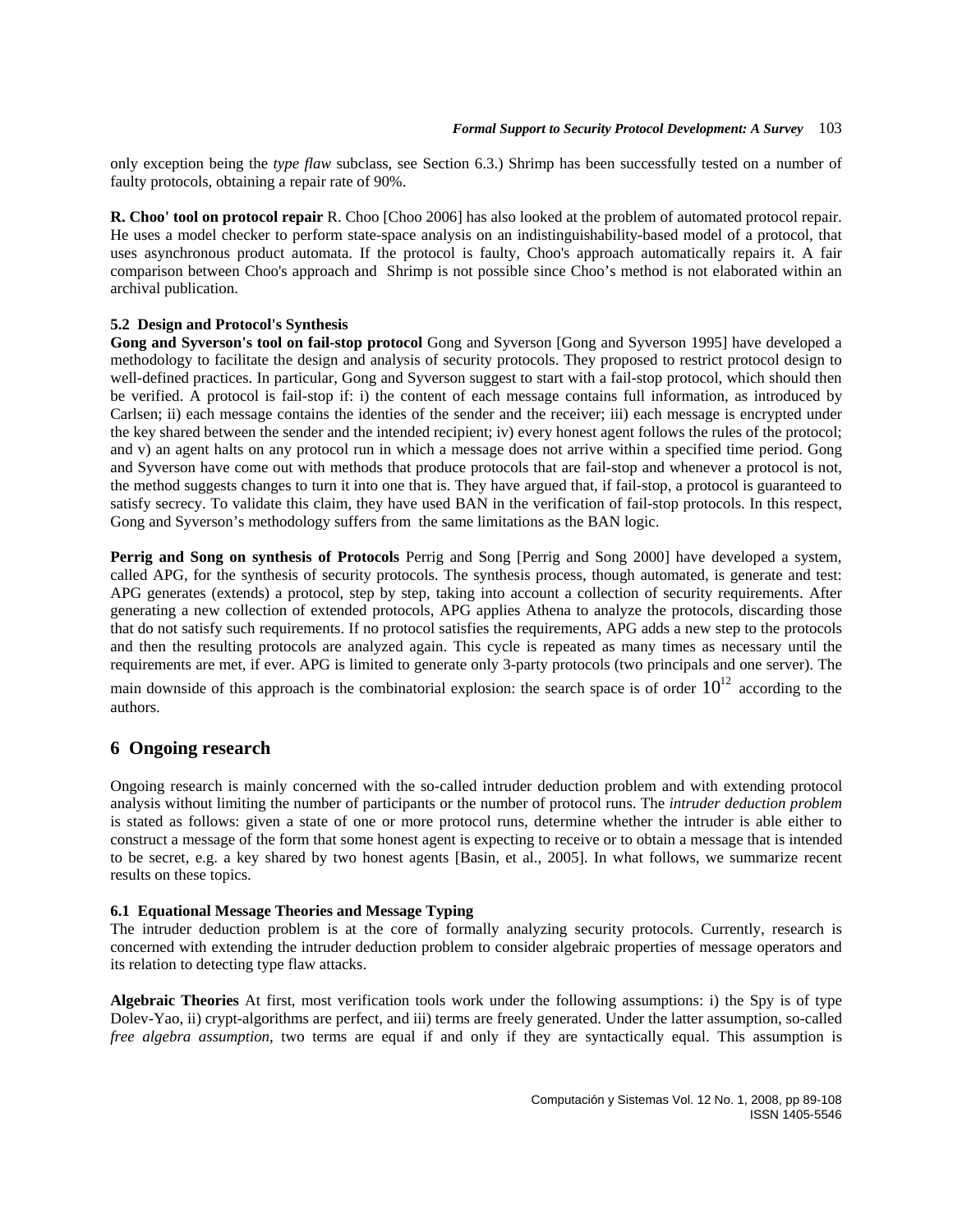only exception being the *type flaw* subclass, see Section 6.3.) Shrimp has been successfully tested on a number of faulty protocols, obtaining a repair rate of 90%.

**R. Choo' tool on protocol repair** R. Choo [Choo 2006] has also looked at the problem of automated protocol repair. He uses a model checker to perform state-space analysis on an indistinguishability-based model of a protocol, that uses asynchronous product automata. If the protocol is faulty, Choo's approach automatically repairs it. A fair comparison between Choo's approach and Shrimp is not possible since Choo's method is not elaborated within an archival publication.

### 5.2 Design and Protocol's Synthesis

**Gong and Syverson's tool on fail-stop protocol** Gong and Syverson [Gong and Syverson 1995] have developed a methodology to facilitate the design and analysis of security protocols. They proposed to restrict protocol design to well-defined practices. In particular, Gong and Syverson suggest to start with a fail-stop protocol, which should then be verified. A protocol is fail-stop if: i) the content of each message contains full information, as introduced by Carlsen; ii) each message contains the identies of the sender and the receiver; iii) each message is encrypted under the key shared between the sender and the intended recipient; iv) every honest agent follows the rules of the protocol; and v) an agent halts on any protocol run in which a message does not arrive within a specified time period. Gong and Syverson have come out with methods that produce protocols that are fail-stop and whenever a protocol is not, the method suggests changes to turn it into one that is. They have argued that, if fail-stop, a protocol is guaranteed to satisfy secrecy. To validate this claim, they have used BAN in the verification of fail-stop protocols. In this respect, Gong and Syverson's methodology suffers from the same limitations as the BAN logic.

**Perrig and Song on synthesis of Protocols** Perrig and Song [Perrig and Song 2000] have developed a system, called APG, for the synthesis of security protocols. The synthesis process, though automated, is generate and test: APG generates (extends) a protocol, step by step, taking into account a collection of security requirements. After generating a new collection of extended protocols, APG applies Athena to analyze the protocols, discarding those that do not satisfy such requirements. If no protocol satisfies the requirements, APG adds a new step to the protocols and then the resulting protocols are analyzed again. This cycle is repeated as many times as necessary until the requirements are met, if ever. APG is limited to generate only 3-party protocols (two principals and one server). The main downside of this approach is the combinatorial explosion: the search space is of order $10^{12}$ according to the authors.

## 6 Ongoing research

Ongoing research is mainly concerned with the so-called intruder deduction problem and with extending protocol analysis without limiting the number of participants or the number of protocol runs. The *intruder deduction problem* is stated as follows: given a state of one or more protocol runs, determine whether the intruder is able either to construct a message of the form that some honest agent is expecting to receive or to obtain a message that is intended to be secret, e.g. a key shared by two honest agents [Basin, et al., 2005]. In what follows, we summarize recent results on these topics.

### 6.1 Equational Message Theories and Message Typing

The intruder deduction problem is at the core of formally analyzing security protocols. Currently, research is concerned with extending the intruder deduction problem to consider algebraic properties of message operators and its relation to detecting type flaw attacks.

**Algebraic Theories** At first, most verification tools work under the following assumptions: i) the Spy is of type Dolev-Yao, ii) crypt-algorithms are perfect, and iii) terms are freely generated. Under the latter assumption, so-called *free algebra assumption*, two terms are equal if and only if they are syntactically equal. This assumption is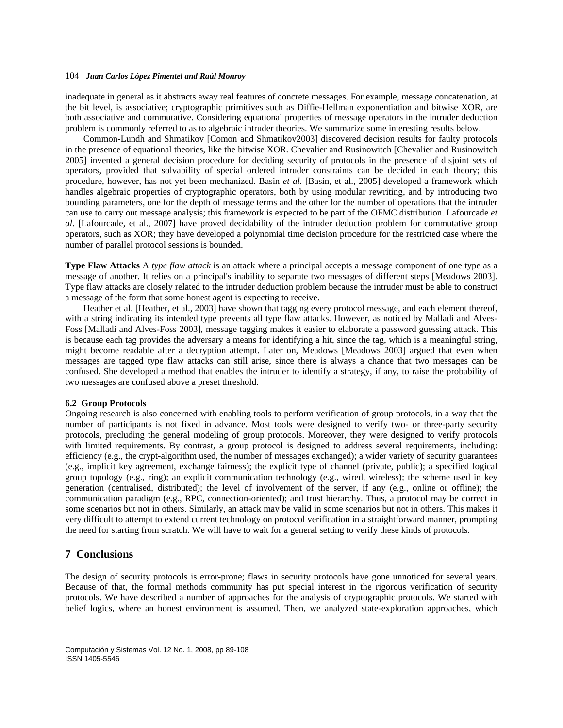inadequate in general as it abstracts away real features of concrete messages. For example, message concatenation, at the bit level, is associative; cryptographic primitives such as Diffie-Hellman exponentiation and bitwise XOR, are both associative and commutative. Considering equational properties of message operators in the intruder deduction problem is commonly referred to as to algebraic intruder theories. We summarize some interesting results below.

Common-Lundh and Shmatikov [Comon and Shmatikov2003] discovered decision results for faulty protocols in the presence of equational theories, like the bitwise XOR. Chevalier and Rusinowitch [Chevalier and Rusinowitch 2005] invented a general decision procedure for deciding security of protocols in the presence of disjoint sets of operators, provided that solvability of special ordered intruder constraints can be decided in each theory; this procedure, however, has not yet been mechanized. Basin *et al.* [Basin, et al., 2005] developed a framework which handles algebraic properties of cryptographic operators, both by using modular rewriting, and by introducing two bounding parameters, one for the depth of message terms and the other for the number of operations that the intruder can use to carry out message analysis; this framework is expected to be part of the OFMC distribution. Lafourcade *et al*. [Lafourcade, et al., 2007] have proved decidability of the intruder deduction problem for commutative group operators, such as XOR; they have developed a polynomial time decision procedure for the restricted case where the number of parallel protocol sessions is bounded.

**Type Flaw Attacks** A *type flaw attack* is an attack where a principal accepts a message component of one type as a message of another. It relies on a principal's inability to separate two messages of different steps [Meadows 2003]. Type flaw attacks are closely related to the intruder deduction problem because the intruder must be able to construct a message of the form that some honest agent is expecting to receive.

Heather et al. [Heather, et al., 2003] have shown that tagging every protocol message, and each element thereof, with a string indicating its intended type prevents all type flaw attacks. However, as noticed by Malladi and Alves-Foss [Malladi and Alves-Foss 2003], message tagging makes it easier to elaborate a password guessing attack. This is because each tag provides the adversary a means for identifying a hit, since the tag, which is a meaningful string, might become readable after a decryption attempt. Later on, Meadows [Meadows 2003] argued that even when messages are tagged type flaw attacks can still arise, since there is always a chance that two messages can be confused. She developed a method that enables the intruder to identify a strategy, if any, to raise the probability of two messages are confused above a preset threshold.

### 6.2 Group Protocols

Ongoing research is also concerned with enabling tools to perform verification of group protocols, in a way that the number of participants is not fixed in advance. Most tools were designed to verify two- or three-party security protocols, precluding the general modeling of group protocols. Moreover, they were designed to verify protocols with limited requirements. By contrast, a group protocol is designed to address several requirements, including: efficiency (e.g., the crypt-algorithm used, the number of messages exchanged); a wider variety of security guarantees (e.g., implicit key agreement, exchange fairness); the explicit type of channel (private, public); a specified logical group topology (e.g., ring); an explicit communication technology (e.g., wired, wireless); the scheme used in key generation (centralised, distributed); the level of involvement of the server, if any (e.g., online or offline); the communication paradigm (e.g., RPC, connection-oriented); and trust hierarchy. Thus, a protocol may be correct in some scenarios but not in others. Similarly, an attack may be valid in some scenarios but not in others. This makes it very difficult to attempt to extend current technology on protocol verification in a straightforward manner, prompting the need for starting from scratch. We will have to wait for a general setting to verify these kinds of protocols.

## 7 Conclusions

The design of security protocols is error-prone; flaws in security protocols have gone unnoticed for several years. Because of that, the formal methods community has put special interest in the rigorous verification of security protocols. We have described a number of approaches for the analysis of cryptographic protocols. We started with belief logics, where an honest environment is assumed. Then, we analyzed state-exploration approaches, which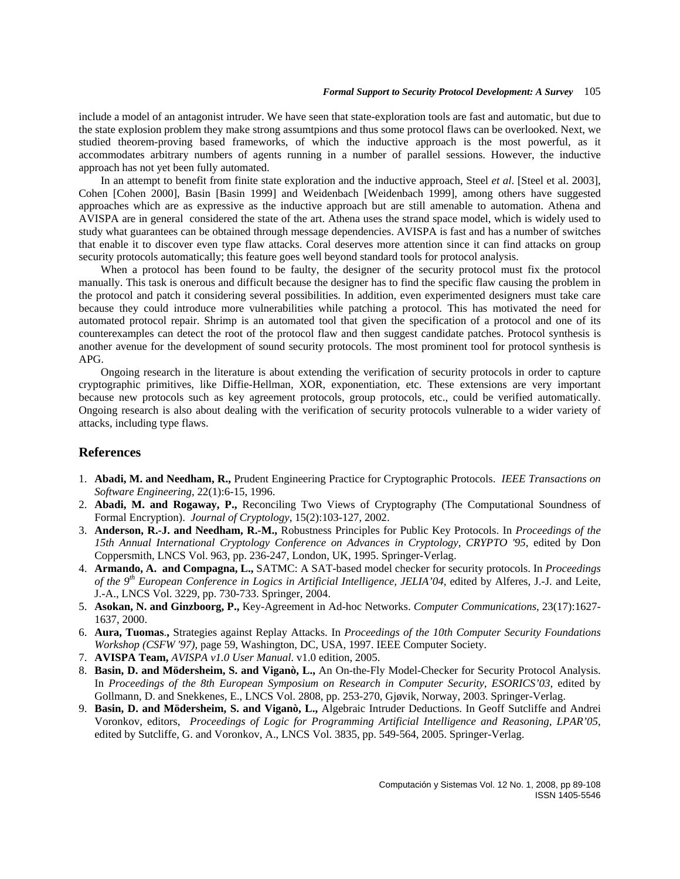include a model of an antagonist intruder. We have seen that state-exploration tools are fast and automatic, but due to the state explosion problem they make strong assumtpions and thus some protocol flaws can be overlooked. Next, we studied theorem-proving based frameworks, of which the inductive approach is the most powerful, as it accommodates arbitrary numbers of agents running in a number of parallel sessions. However, the inductive approach has not yet been fully automated.

In an attempt to benefit from finite state exploration and the inductive approach, Steel *et al*. [Steel et al. 2003], Cohen [Cohen 2000], Basin [Basin 1999] and Weidenbach [Weidenbach 1999], among others have suggested approaches which are as expressive as the inductive approach but are still amenable to automation. Athena and AVISPA are in general considered the state of the art. Athena uses the strand space model, which is widely used to study what guarantees can be obtained through message dependencies. AVISPA is fast and has a number of switches that enable it to discover even type flaw attacks. Coral deserves more attention since it can find attacks on group security protocols automatically; this feature goes well beyond standard tools for protocol analysis.

When a protocol has been found to be faulty, the designer of the security protocol must fix the protocol manually. This task is onerous and difficult because the designer has to find the specific flaw causing the problem in the protocol and patch it considering several possibilities. In addition, even experimented designers must take care because they could introduce more vulnerabilities while patching a protocol. This has motivated the need for automated protocol repair. Shrimp is an automated tool that given the specification of a protocol and one of its counterexamples can detect the root of the protocol flaw and then suggest candidate patches. Protocol synthesis is another avenue for the development of sound security protocols. The most prominent tool for protocol synthesis is APG.

Ongoing research in the literature is about extending the verification of security protocols in order to capture cryptographic primitives, like Diffie-Hellman, XOR, exponentiation, etc. These extensions are very important because new protocols such as key agreement protocols, group protocols, etc., could be verified automatically. Ongoing research is also about dealing with the verification of security protocols vulnerable to a wider variety of attacks, including type flaws.

## References

1. **Abadi, M. and Needham, R.,** Prudent Engineering Practice for Cryptographic Protocols. *IEEE Transactions on Software Engineering*, 22(1):6-15, 1996.
2. **Abadi, M. and Rogaway, P.,** Reconciling Two Views of Cryptography (The Computational Soundness of Formal Encryption). *Journal of Cryptology*, 15(2):103-127, 2002.
3. **Anderson, R.-J. and Needham, R.-M.,** Robustness Principles for Public Key Protocols. In *Proceedings of the 15th Annual International Cryptology Conference on Advances in Cryptology, CRYPTO '95*, edited by Don Coppersmith, LNCS Vol. 963, pp. 236-247, London, UK, 1995. Springer-Verlag.
4. **Armando, A. and Compagna, L.,** SATMC: A SAT-based model checker for security protocols. In *Proceedings of the 9th European Conference in Logics in Artificial Intelligence, JELIA'04*, edited by Alferes, J.-J. and Leite, J.-A., LNCS Vol. 3229, pp. 730-733. Springer, 2004.
5. **Asokan, N. and Ginzboorg, P.,** Key-Agreement in Ad-hoc Networks. *Computer Communications*, 23(17):1627-1637, 2000.
6. **Aura, Tuomas.,** Strategies against Replay Attacks. In *Proceedings of the 10th Computer Security Foundations Workshop (CSFW '97)*, page 59, Washington, DC, USA, 1997. IEEE Computer Society.
7. **AVISPA Team,** *AVISPA v1.0 User Manual*. v1.0 edition, 2005.
8. **Basin, D. and Mödersheim, S. and Viganò, L.,** An On-the-Fly Model-Checker for Security Protocol Analysis. In *Proceedings of the 8th European Symposium on Research in Computer Security, ESORICS'03*, edited by Gollmann, D. and Snekkenes, E., LNCS Vol. 2808, pp. 253-270, Gjøvik, Norway, 2003. Springer-Verlag.
9. **Basin, D. and Mödersheim, S. and Viganò, L.,** Algebraic Intruder Deductions. In Geoff Sutcliffe and Andrei Voronkov, editors, *Proceedings of Logic for Programming Artificial Intelligence and Reasoning, LPAR'05*, edited by Sutcliffe, G. and Voronkov, A., LNCS Vol. 3835, pp. 549-564, 2005. Springer-Verlag.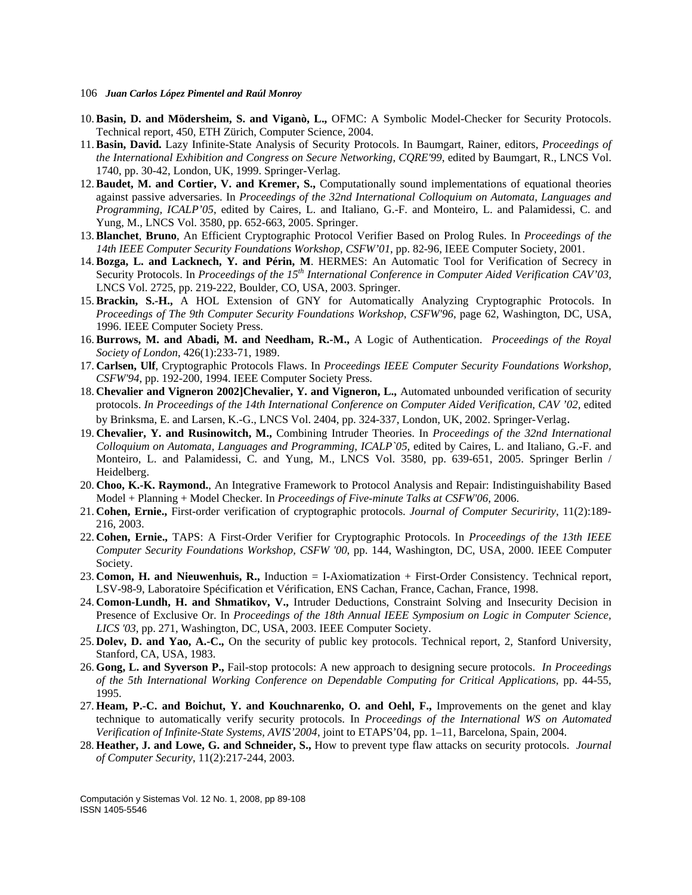10. **Basin, D. and Mödersheim, S. and Viganò, L.,** OFMC: A Symbolic Model-Checker for Security Protocols. Technical report, 450, ETH Zürich, Computer Science, 2004.
11. **Basin, David.** Lazy Infinite-State Analysis of Security Protocols. In Baumgart, Rainer, editors, *Proceedings of the International Exhibition and Congress on Secure Networking, CQRE'99*, edited by Baumgart, R., LNCS Vol. 1740, pp. 30-42, London, UK, 1999. Springer-Verlag.
12. **Baudet, M. and Cortier, V. and Kremer, S.,** Computationally sound implementations of equational theories against passive adversaries. In *Proceedings of the 32nd International Colloquium on Automata, Languages and Programming, ICALP'05*, edited by Caires, L. and Italiano, G.-F. and Monteiro, L. and Palamidessi, C. and Yung, M., LNCS Vol. 3580, pp. 652-663, 2005. Springer.
13. **Blanchet**, **Bruno**, An Efficient Cryptographic Protocol Verifier Based on Prolog Rules. In *Proceedings of the 14th IEEE Computer Security Foundations Workshop, CSFW'01*, pp. 82-96, IEEE Computer Society, 2001.
14. **Bozga, L. and Lacknech, Y. and Périn, M**. HERMES: An Automatic Tool for Verification of Secrecy in Security Protocols. In *Proceedings of the 15th International Conference in Computer Aided Verification CAV'03,* LNCS Vol. 2725, pp. 219-222, Boulder, CO, USA, 2003. Springer.
15. **Brackin, S.-H.,** A HOL Extension of GNY for Automatically Analyzing Cryptographic Protocols. In *Proceedings of The 9th Computer Security Foundations Workshop, CSFW'96*, page 62, Washington, DC, USA, 1996. IEEE Computer Society Press.
16. **Burrows, M. and Abadi, M. and Needham, R.-M.,** A Logic of Authentication. *Proceedings of the Royal Society of London*, 426(1):233-71, 1989.
17. **Carlsen, Ulf**, Cryptographic Protocols Flaws. In *Proceedings IEEE Computer Security Foundations Workshop, CSFW'94*, pp. 192-200, 1994. IEEE Computer Society Press.
18. **Chevalier and Vigneron 2002]Chevalier, Y. and Vigneron, L.,** Automated unbounded verification of security protocols. *In Proceedings of the 14th International Conference on Computer Aided Verification, CAV '02*, edited by Brinksma, E. and Larsen, K.-G., LNCS Vol. 2404, pp. 324-337, London, UK, 2002. Springer-Verlag.
19. **Chevalier, Y. and Rusinowitch, M.,** Combining Intruder Theories. In *Proceedings of the 32nd International Colloquium on Automata, Languages and Programming, ICALP`05,* edited by Caires, L. and Italiano, G.-F. and Monteiro, L. and Palamidessi, C. and Yung, M., LNCS Vol. 3580, pp. 639-651, 2005. Springer Berlin / Heidelberg.
20. **Choo, K.-K. Raymond.**, An Integrative Framework to Protocol Analysis and Repair: Indistinguishability Based Model + Planning + Model Checker. In *Proceedings of Five-minute Talks at CSFW'06*, 2006.
21. **Cohen, Ernie.,** First-order verification of cryptographic protocols. *Journal of Computer Securirity*, 11(2):189-216, 2003.
22. **Cohen, Ernie.,** TAPS: A First-Order Verifier for Cryptographic Protocols. In *Proceedings of the 13th IEEE Computer Security Foundations Workshop, CSFW '00*, pp. 144, Washington, DC, USA, 2000. IEEE Computer Society.
23. **Comon, H. and Nieuwenhuis, R.,** Induction = I-Axiomatization + First-Order Consistency. Technical report, LSV-98-9, Laboratoire Spécification et Vérification, ENS Cachan, France, Cachan, France, 1998.
24. **Comon-Lundh, H. and Shmatikov, V.,** Intruder Deductions, Constraint Solving and Insecurity Decision in Presence of Exclusive Or. In *Proceedings of the 18th Annual IEEE Symposium on Logic in Computer Science, LICS '03*, pp. 271, Washington, DC, USA, 2003. IEEE Computer Society.
25. **Dolev, D. and Yao, A.-C.,** On the security of public key protocols. Technical report, 2, Stanford University, Stanford, CA, USA, 1983.
26. **Gong, L. and Syverson P.,** Fail-stop protocols: A new approach to designing secure protocols. *In Proceedings of the 5th International Working Conference on Dependable Computing for Critical Applications*, pp. 44-55, 1995.
27. **Heam, P.-C. and Boichut, Y. and Kouchnarenko, O. and Oehl, F.,** Improvements on the genet and klay technique to automatically verify security protocols. In *Proceedings of the International WS on Automated Verification of Infinite-State Systems, AVIS'2004*, joint to ETAPS'04, pp. 1–11, Barcelona, Spain, 2004.
28. **Heather, J. and Lowe, G. and Schneider, S.,** How to prevent type flaw attacks on security protocols. *Journal of Computer Security*, 11(2):217-244, 2003.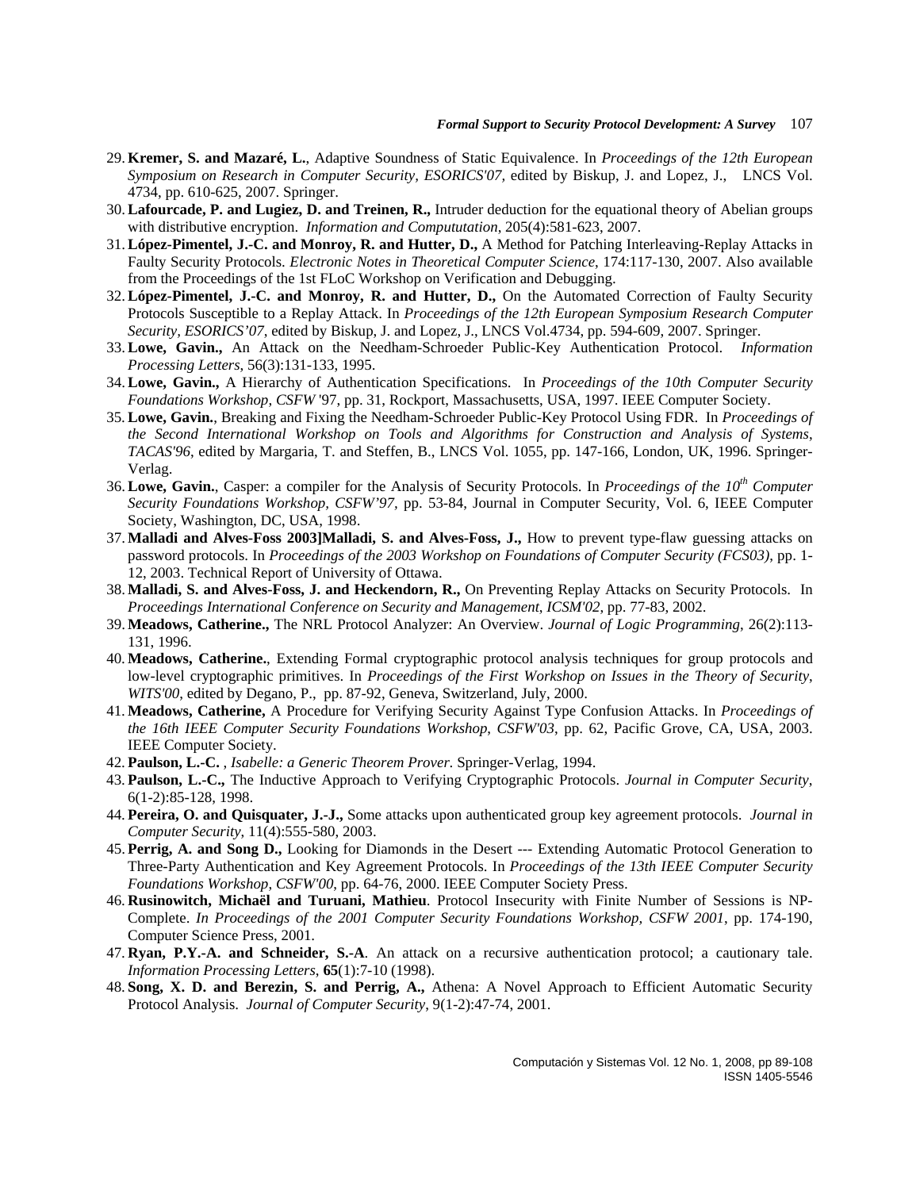29. **Kremer, S. and Mazaré, L.**, Adaptive Soundness of Static Equivalence. In *Proceedings of the 12th European Symposium on Research in Computer Security, ESORICS'07*, edited by Biskup, J. and Lopez, J., LNCS Vol. 4734, pp. 610-625, 2007. Springer.
30. **Lafourcade, P. and Lugiez, D. and Treinen, R.,** Intruder deduction for the equational theory of Abelian groups with distributive encryption. *Information and Compututation*, 205(4):581-623, 2007.
31. **López-Pimentel, J.-C. and Monroy, R. and Hutter, D.,** A Method for Patching Interleaving-Replay Attacks in Faulty Security Protocols. *Electronic Notes in Theoretical Computer Science*, 174:117-130, 2007. Also available from the Proceedings of the 1st FLoC Workshop on Verification and Debugging.
32. **López-Pimentel, J.-C. and Monroy, R. and Hutter, D.,** On the Automated Correction of Faulty Security Protocols Susceptible to a Replay Attack. In *Proceedings of the 12th European Symposium Research Computer Security, ESORICS'07*, edited by Biskup, J. and Lopez, J., LNCS Vol.4734, pp. 594-609, 2007. Springer.
33. **Lowe, Gavin.,** An Attack on the Needham-Schroeder Public-Key Authentication Protocol. *Information Processing Letters*, 56(3):131-133, 1995.
34. **Lowe, Gavin.,** A Hierarchy of Authentication Specifications. In *Proceedings of the 10th Computer Security Foundations Workshop*, *CSFW* '97, pp. 31, Rockport, Massachusetts, USA, 1997. IEEE Computer Society.
35. **Lowe, Gavin.**, Breaking and Fixing the Needham-Schroeder Public-Key Protocol Using FDR. In *Proceedings of the Second International Workshop on Tools and Algorithms for Construction and Analysis of Systems, TACAS'96*, edited by Margaria, T. and Steffen, B., LNCS Vol. 1055, pp. 147-166, London, UK, 1996. Springer-Verlag.
36. **Lowe, Gavin.**, Casper: a compiler for the Analysis of Security Protocols. In *Proceedings of the 10th Computer Security Foundations Workshop, CSFW'97*, pp. 53-84, Journal in Computer Security, Vol. 6, IEEE Computer Society, Washington, DC, USA, 1998.
37. **Malladi and Alves-Foss 2003]Malladi, S. and Alves-Foss, J.,** How to prevent type-flaw guessing attacks on password protocols. In *Proceedings of the 2003 Workshop on Foundations of Computer Security (FCS03)*, pp. 1-12, 2003. Technical Report of University of Ottawa.
38. **Malladi, S. and Alves-Foss, J. and Heckendorn, R.,** On Preventing Replay Attacks on Security Protocols. In *Proceedings International Conference on Security and Management, ICSM'02*, pp. 77-83, 2002.
39. **Meadows, Catherine.,** The NRL Protocol Analyzer: An Overview. *Journal of Logic Programming*, 26(2):113-131, 1996.
40. **Meadows, Catherine.**, Extending Formal cryptographic protocol analysis techniques for group protocols and low-level cryptographic primitives. In *Proceedings of the First Workshop on Issues in the Theory of Security, WITS'00*, edited by Degano, P., pp. 87-92, Geneva, Switzerland, July, 2000.
41. **Meadows, Catherine,** A Procedure for Verifying Security Against Type Confusion Attacks. In *Proceedings of the 16th IEEE Computer Security Foundations Workshop, CSFW'03*, pp. 62, Pacific Grove, CA, USA, 2003. IEEE Computer Society.
42. **Paulson, L.-C.** , *Isabelle: a Generic Theorem Prover*. Springer-Verlag, 1994.
43. **Paulson, L.-C.,** The Inductive Approach to Verifying Cryptographic Protocols. *Journal in Computer Security*, 6(1-2):85-128, 1998.
44. **Pereira, O. and Quisquater, J.-J.,** Some attacks upon authenticated group key agreement protocols. *Journal in Computer Security*, 11(4):555-580, 2003.
45. **Perrig, A. and Song D.,** Looking for Diamonds in the Desert --- Extending Automatic Protocol Generation to Three-Party Authentication and Key Agreement Protocols. In *Proceedings of the 13th IEEE Computer Security Foundations Workshop, CSFW'00*, pp. 64-76, 2000. IEEE Computer Society Press.
46. **Rusinowitch, Michaël and Turuani, Mathieu**. Protocol Insecurity with Finite Number of Sessions is NP-Complete. *In Proceedings of the 2001 Computer Security Foundations Workshop, CSFW 2001*, pp. 174-190, Computer Science Press, 2001.
47. **Ryan, P.Y.-A. and Schneider, S.-A**. An attack on a recursive authentication protocol; a cautionary tale. *Information Processing Letters*, **65**(1):7-10 (1998).
48. **Song, X. D. and Berezin, S. and Perrig, A.,** Athena: A Novel Approach to Efficient Automatic Security Protocol Analysis. *Journal of Computer Security*, 9(1-2):47-74, 2001.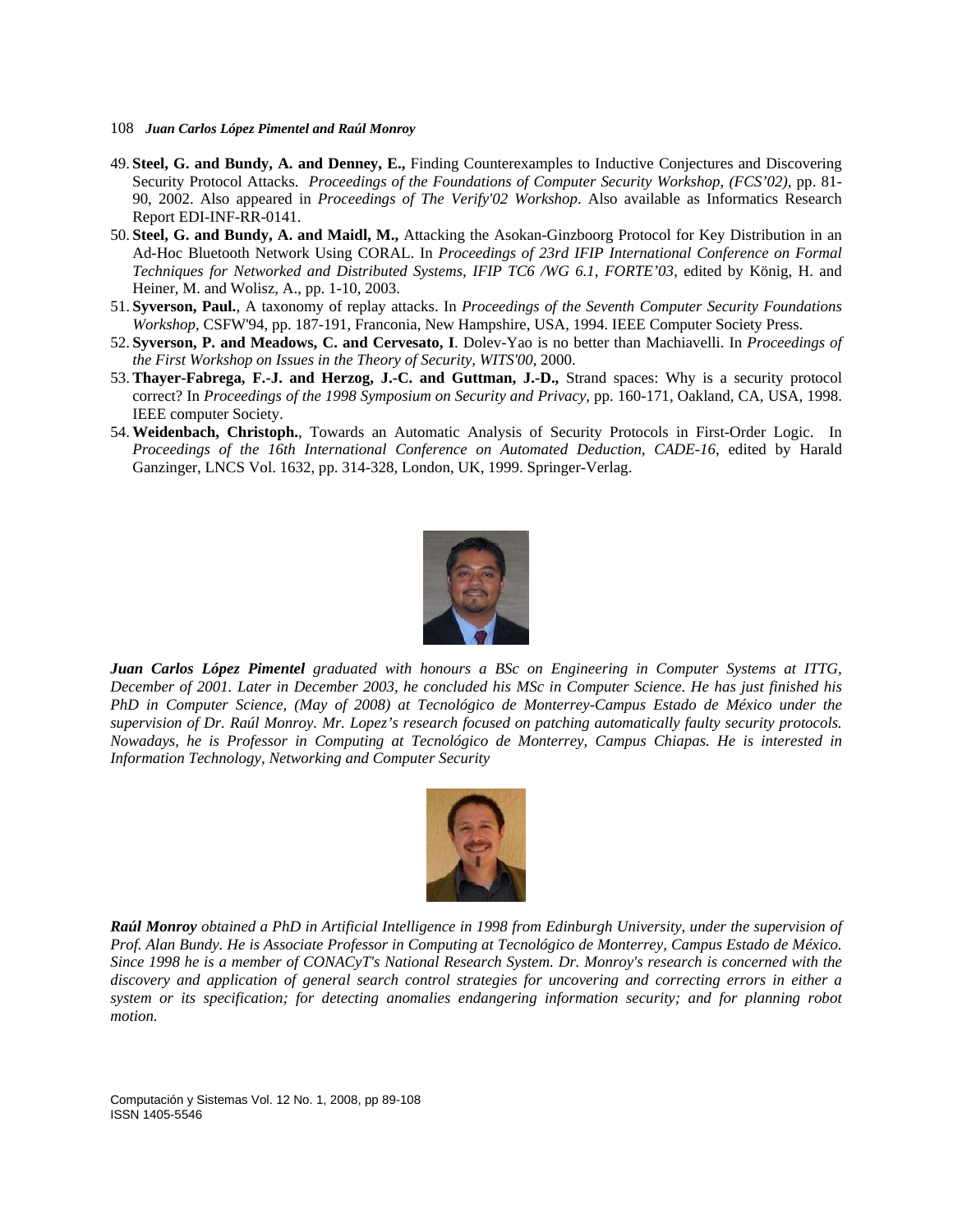49. **Steel, G. and Bundy, A. and Denney, E.,** Finding Counterexamples to Inductive Conjectures and Discovering Security Protocol Attacks. *Proceedings of the Foundations of Computer Security Workshop, (FCS'02)*, pp. 81-90, 2002. Also appeared in *Proceedings of The Verify'02 Workshop*. Also available as Informatics Research Report EDI-INF-RR-0141.
50. **Steel, G. and Bundy, A. and Maidl, M.,** Attacking the Asokan-Ginzboorg Protocol for Key Distribution in an Ad-Hoc Bluetooth Network Using CORAL. In *Proceedings of 23rd IFIP International Conference on Formal Techniques for Networked and Distributed Systems, IFIP TC6 /WG 6.1, FORTE'03*, edited by König, H. and Heiner, M. and Wolisz, A., pp. 1-10, 2003.
51. **Syverson, Paul.**, A taxonomy of replay attacks. In *Proceedings of the Seventh Computer Security Foundations Workshop*, CSFW'94, pp. 187-191, Franconia, New Hampshire, USA, 1994. IEEE Computer Society Press.
52. **Syverson, P. and Meadows, C. and Cervesato, I**. Dolev-Yao is no better than Machiavelli. In *Proceedings of the First Workshop on Issues in the Theory of Security, WITS'00*, 2000.
53. **Thayer-Fabrega, F.-J. and Herzog, J.-C. and Guttman, J.-D.,** Strand spaces: Why is a security protocol correct? In *Proceedings of the 1998 Symposium on Security and Privacy*, pp. 160-171, Oakland, CA, USA, 1998. IEEE computer Society.
54. **Weidenbach, Christoph.**, Towards an Automatic Analysis of Security Protocols in First-Order Logic. In *Proceedings of the 16th International Conference on Automated Deduction, CADE-16*, edited by Harald Ganzinger, LNCS Vol. 1632, pp. 314-328, London, UK, 1999. Springer-Verlag.

***Juan Carlos López Pimentel*** *graduated with honours a BSc on Engineering in Computer Systems at ITTG, December of 2001. Later in December 2003, he concluded his MSc in Computer Science. He has just finished his PhD in Computer Science, (May of 2008) at Tecnológico de Monterrey-Campus Estado de México under the supervision of Dr. Raúl Monroy. Mr. Lopez's research focused on patching automatically faulty security protocols. Nowadays, he is Professor in Computing at Tecnológico de Monterrey, Campus Chiapas. He is interested in Information Technology, Networking and Computer Security*

***Raúl Monroy*** *obtained a PhD in Artificial Intelligence in 1998 from Edinburgh University, under the supervision of Prof. Alan Bundy. He is Associate Professor in Computing at Tecnológico de Monterrey, Campus Estado de México. Since 1998 he is a member of CONACyT's National Research System. Dr. Monroy's research is concerned with the discovery and application of general search control strategies for uncovering and correcting errors in either a system or its specification; for detecting anomalies endangering information security; and for planning robot motion.*